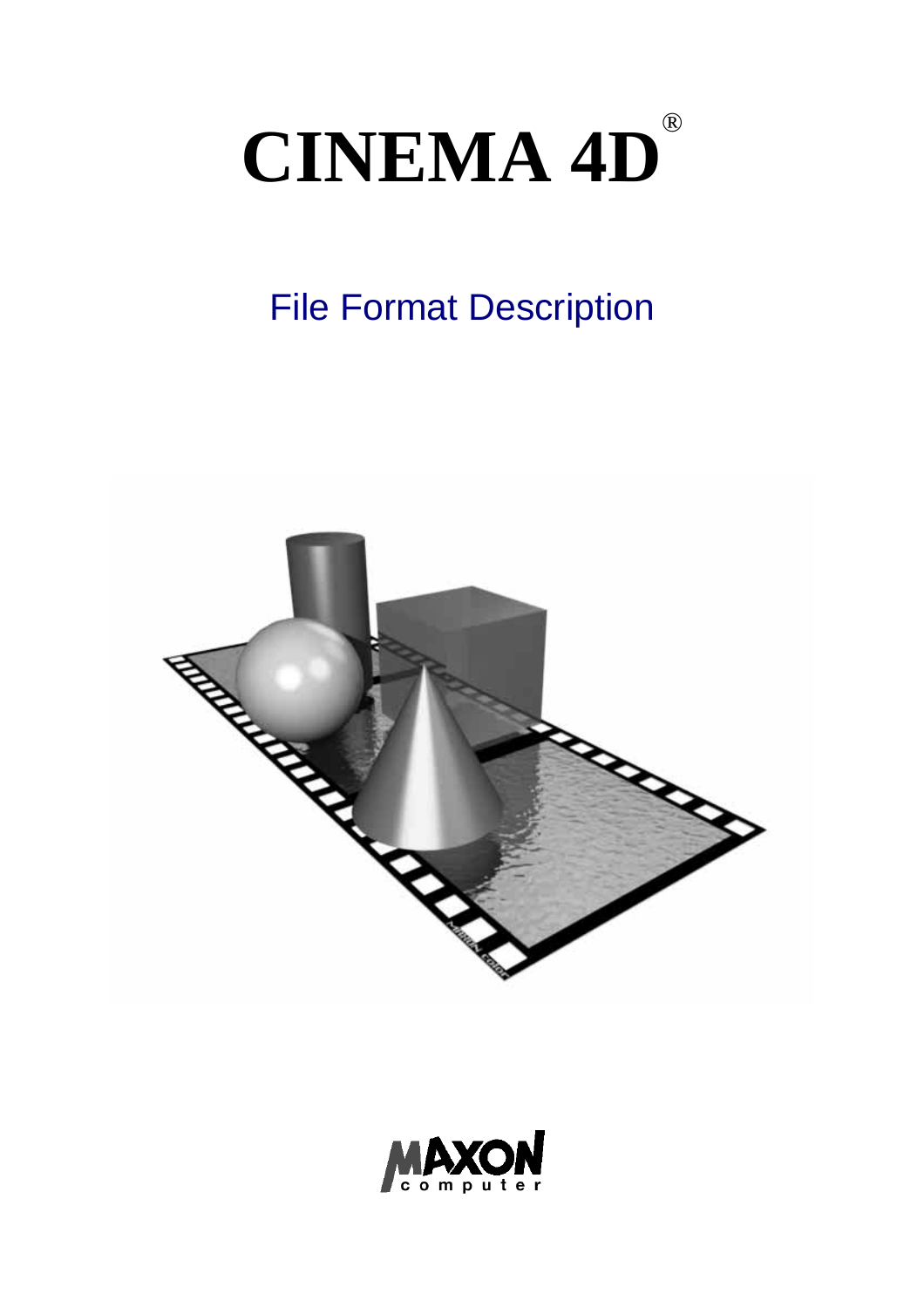# CINEMA 4D®

## File Format Description

MAXON computer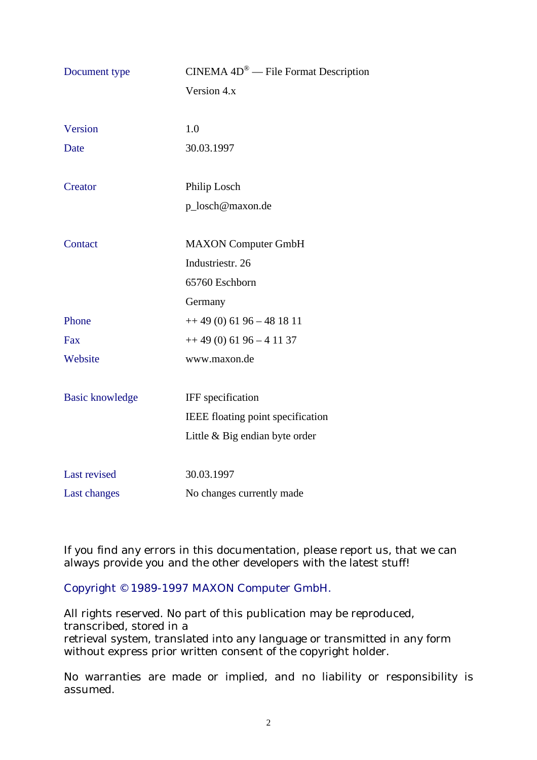| | |
|---|---|
| Document type | CINEMA 4D® — File Format Description |
| | Version 4.x |
| Version | 1.0 |
| Date | 30.03.1997 |
| Creator | Philip Losch |
| | p_losch@maxon.de |
| Contact | MAXON Computer GmbH |
| | Industriestr. 26 |
| | 65760 Eschborn |
| | Germany |
| Phone | ++ 49 (0) 61 96 – 48 18 11 |
| Fax | ++ 49 (0) 61 96 – 4 11 37 |
| Website | www.maxon.de |
| Basic knowledge | IFF specification |
| | IEEE floating point specification |
| | Little & Big endian byte order |
| Last revised | 30.03.1997 |
| Last changes | No changes currently made |

If you find any errors in this documentation, please report us, that we can always provide you and the other developers with the latest stuff!

Copyright © 1989-1997 MAXON Computer GmbH.

All rights reserved. No part of this publication may be reproduced, transcribed, stored in a
retrieval system, translated into any language or transmitted in any form without express prior written consent of the copyright holder.

No warranties are made or implied, and no liability or responsibility is assumed.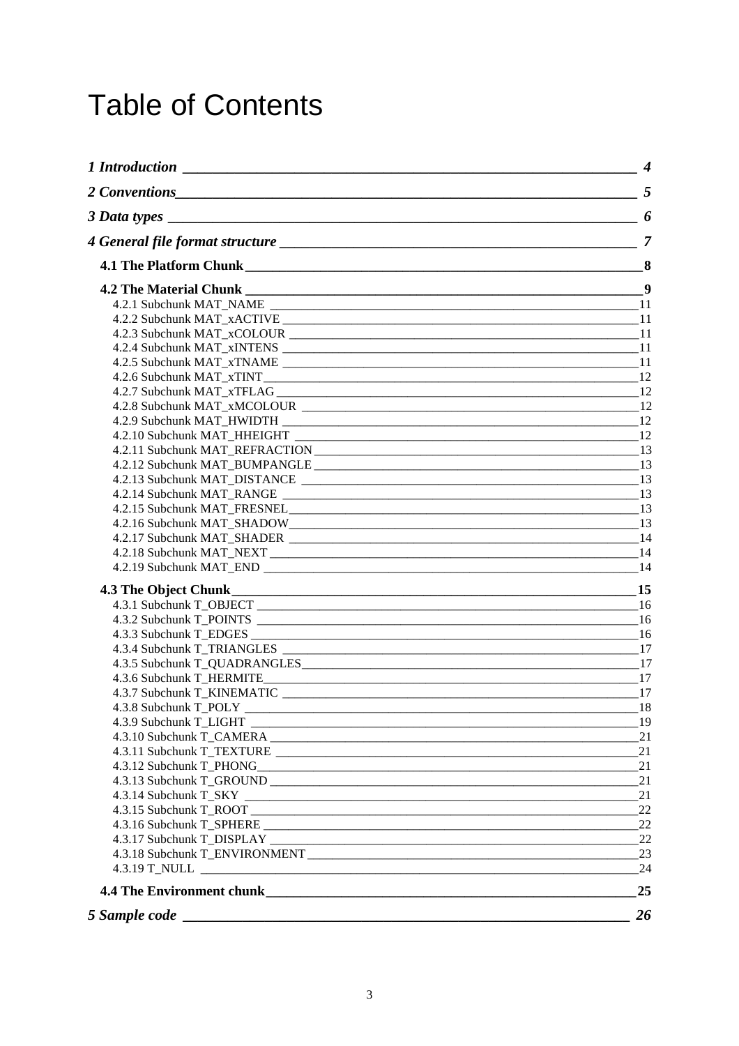# Table of Contents

*1 Introduction* — 4

*2 Conventions* — 5

*3 Data types* — 6

*4 General file format structure* — 7

- **4.1 The Platform Chunk** — 8
- **4.2 The Material Chunk** — 9
  - 4.2.1 Subchunk MAT_NAME — 11
  - 4.2.2 Subchunk MAT_xACTIVE — 11
  - 4.2.3 Subchunk MAT_xCOLOUR — 11
  - 4.2.4 Subchunk MAT_xINTENS — 11
  - 4.2.5 Subchunk MAT_xTNAME — 11
  - 4.2.6 Subchunk MAT_xTINT — 12
  - 4.2.7 Subchunk MAT_xTFLAG — 12
  - 4.2.8 Subchunk MAT_xMCOLOUR — 12
  - 4.2.9 Subchunk MAT_HWIDTH — 12
  - 4.2.10 Subchunk MAT_HHEIGHT — 12
  - 4.2.11 Subchunk MAT_REFRACTION — 13
  - 4.2.12 Subchunk MAT_BUMPANGLE — 13
  - 4.2.13 Subchunk MAT_DISTANCE — 13
  - 4.2.14 Subchunk MAT_RANGE — 13
  - 4.2.15 Subchunk MAT_FRESNEL — 13
  - 4.2.16 Subchunk MAT_SHADOW — 13
  - 4.2.17 Subchunk MAT_SHADER — 14
  - 4.2.18 Subchunk MAT_NEXT — 14
  - 4.2.19 Subchunk MAT_END — 14
- **4.3 The Object Chunk** — 15
  - 4.3.1 Subchunk T_OBJECT — 16
  - 4.3.2 Subchunk T_POINTS — 16
  - 4.3.3 Subchunk T_EDGES — 16
  - 4.3.4 Subchunk T_TRIANGLES — 17
  - 4.3.5 Subchunk T_QUADRANGLES — 17
  - 4.3.6 Subchunk T_HERMITE — 17
  - 4.3.7 Subchunk T_KINEMATIC — 17
  - 4.3.8 Subchunk T_POLY — 18
  - 4.3.9 Subchunk T_LIGHT — 19
  - 4.3.10 Subchunk T_CAMERA — 21
  - 4.3.11 Subchunk T_TEXTURE — 21
  - 4.3.12 Subchunk T_PHONG — 21
  - 4.3.13 Subchunk T_GROUND — 21
  - 4.3.14 Subchunk T_SKY — 21
  - 4.3.15 Subchunk T_ROOT — 22
  - 4.3.16 Subchunk T_SPHERE — 22
  - 4.3.17 Subchunk T_DISPLAY — 22
  - 4.3.18 Subchunk T_ENVIRONMENT — 23
  - 4.3.19 T_NULL — 24
- **4.4 The Environment chunk** — 25

*5 Sample code* — 26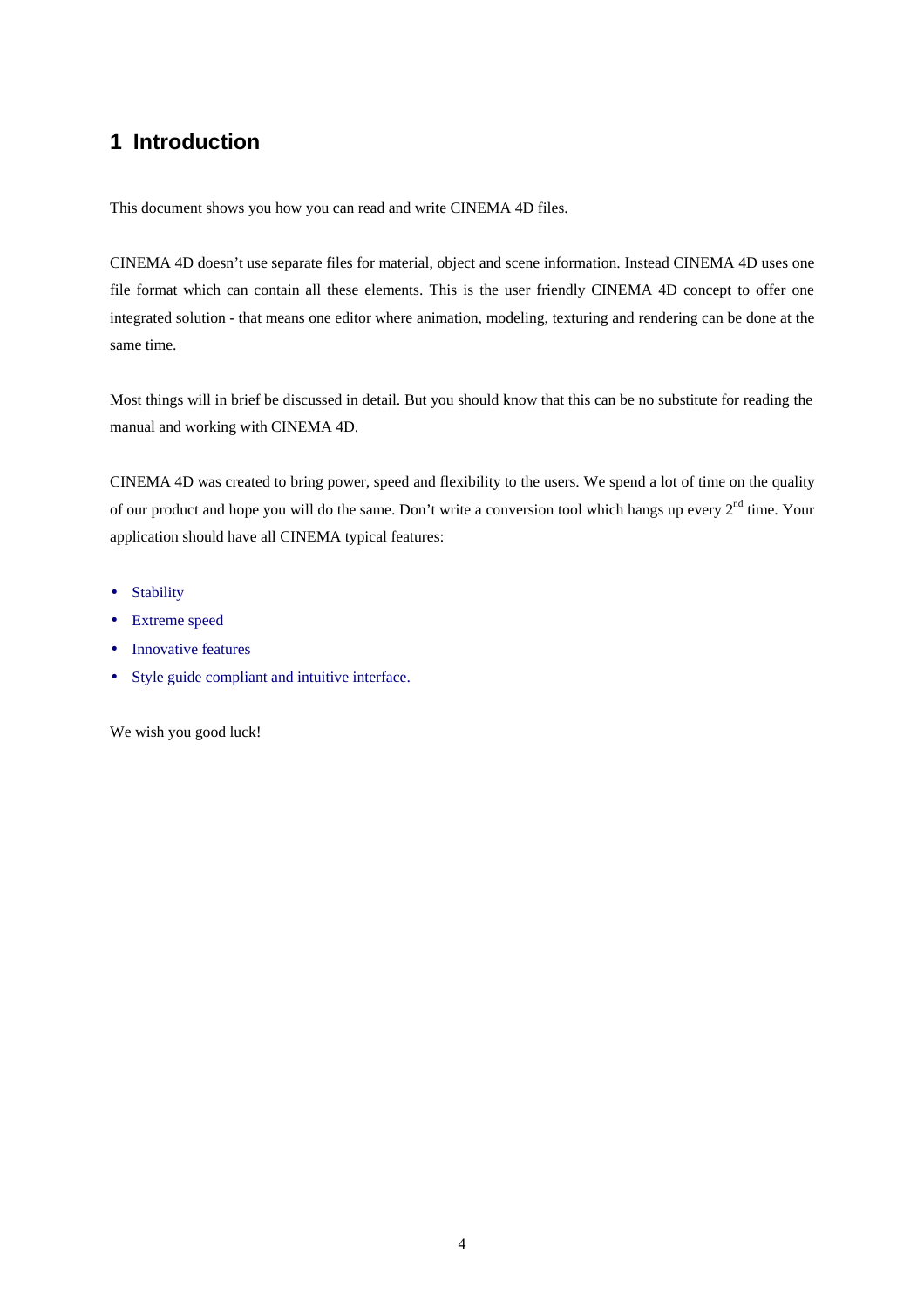# 1 Introduction

This document shows you how you can read and write CINEMA 4D files.

CINEMA 4D doesn't use separate files for material, object and scene information. Instead CINEMA 4D uses one file format which can contain all these elements. This is the user friendly CINEMA 4D concept to offer one integrated solution - that means one editor where animation, modeling, texturing and rendering can be done at the same time.

Most things will in brief be discussed in detail. But you should know that this can be no substitute for reading the manual and working with CINEMA 4D.

CINEMA 4D was created to bring power, speed and flexibility to the users. We spend a lot of time on the quality of our product and hope you will do the same. Don't write a conversion tool which hangs up every 2nd time. Your application should have all CINEMA typical features:

- Stability
- Extreme speed
- Innovative features
- Style guide compliant and intuitive interface.

We wish you good luck!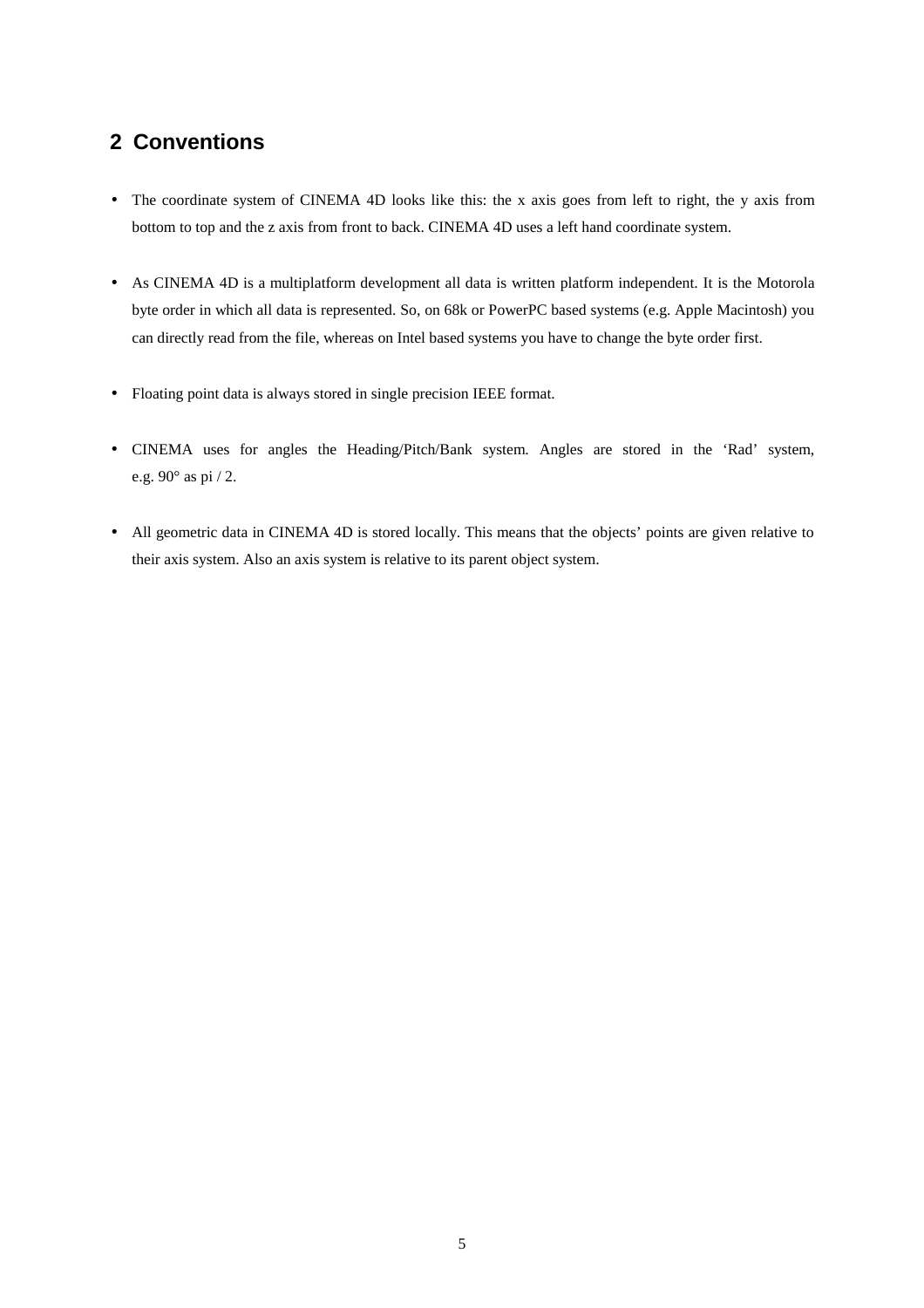## 2 Conventions

- The coordinate system of CINEMA 4D looks like this: the x axis goes from left to right, the y axis from bottom to top and the z axis from front to back. CINEMA 4D uses a left hand coordinate system.

- As CINEMA 4D is a multiplatform development all data is written platform independent. It is the Motorola byte order in which all data is represented. So, on 68k or PowerPC based systems (e.g. Apple Macintosh) you can directly read from the file, whereas on Intel based systems you have to change the byte order first.

- Floating point data is always stored in single precision IEEE format.

- CINEMA uses for angles the Heading/Pitch/Bank system. Angles are stored in the 'Rad' system, e.g. 90° as pi / 2.

- All geometric data in CINEMA 4D is stored locally. This means that the objects' points are given relative to their axis system. Also an axis system is relative to its parent object system.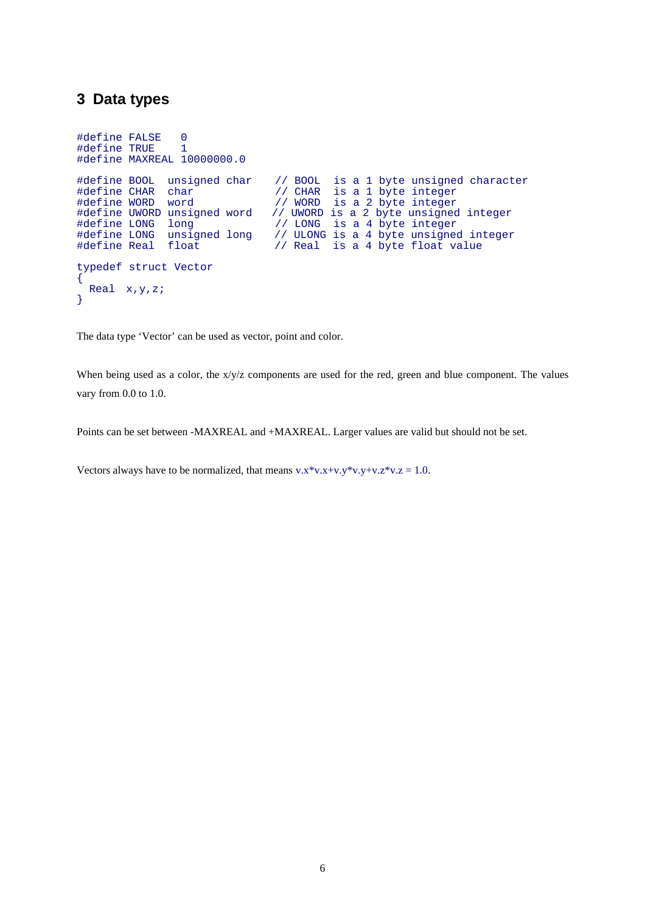## 3 Data types

```
#define FALSE   0
#define TRUE    1
#define MAXREAL 10000000.0

#define BOOL  unsigned char    // BOOL  is a 1 byte unsigned character
#define CHAR  char             // CHAR  is a 1 byte integer
#define WORD  word             // WORD  is a 2 byte integer
#define UWORD unsigned word   // UWORD is a 2 byte unsigned integer
#define LONG  long             // LONG  is a 4 byte integer
#define LONG  unsigned long    // ULONG is a 4 byte unsigned integer
#define Real  float            // Real  is a 4 byte float value

typedef struct Vector
{
  Real  x,y,z;
}
```

The data type 'Vector' can be used as vector, point and color.

When being used as a color, the x/y/z components are used for the red, green and blue component. The values vary from 0.0 to 1.0.

Points can be set between -MAXREAL and +MAXREAL. Larger values are valid but should not be set.

Vectors always have to be normalized, that means v.x*v.x+v.y*v.y+v.z*v.z = 1.0.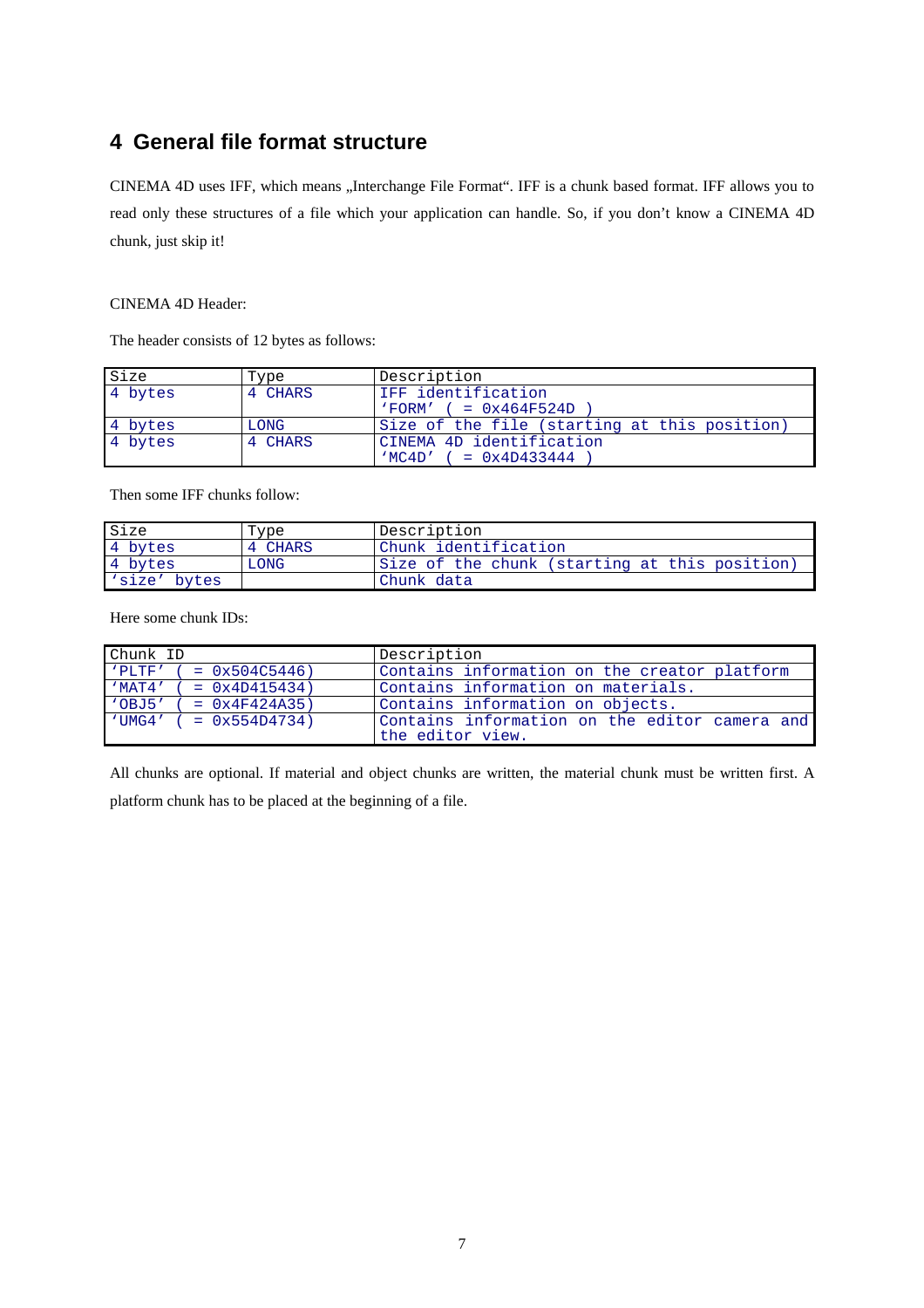# 4 General file format structure

CINEMA 4D uses IFF, which means „Interchange File Format". IFF is a chunk based format. IFF allows you to read only these structures of a file which your application can handle. So, if you don't know a CINEMA 4D chunk, just skip it!

CINEMA 4D Header:

The header consists of 12 bytes as follows:

| Size | Type | Description |
|---|---|---|
| 4 bytes | 4 CHARS | IFF identification 'FORM' ( = 0x464F524D ) |
| 4 bytes | LONG | Size of the file (starting at this position) |
| 4 bytes | 4 CHARS | CINEMA 4D identification 'MC4D' ( = 0x4D433444 ) |

Then some IFF chunks follow:

| Size | Type | Description |
|---|---|---|
| 4 bytes | 4 CHARS | Chunk identification |
| 4 bytes | LONG | Size of the chunk (starting at this position) |
| 'size' bytes | | Chunk data |

Here some chunk IDs:

| Chunk ID | Description |
|---|---|
| 'PLTF' ( = 0x504C5446) | Contains information on the creator platform |
| 'MAT4' ( = 0x4D415434) | Contains information on materials. |
| 'OBJ5' ( = 0x4F424A35) | Contains information on objects. |
| 'UMG4' ( = 0x554D4734) | Contains information on the editor camera and the editor view. |

All chunks are optional. If material and object chunks are written, the material chunk must be written first. A platform chunk has to be placed at the beginning of a file.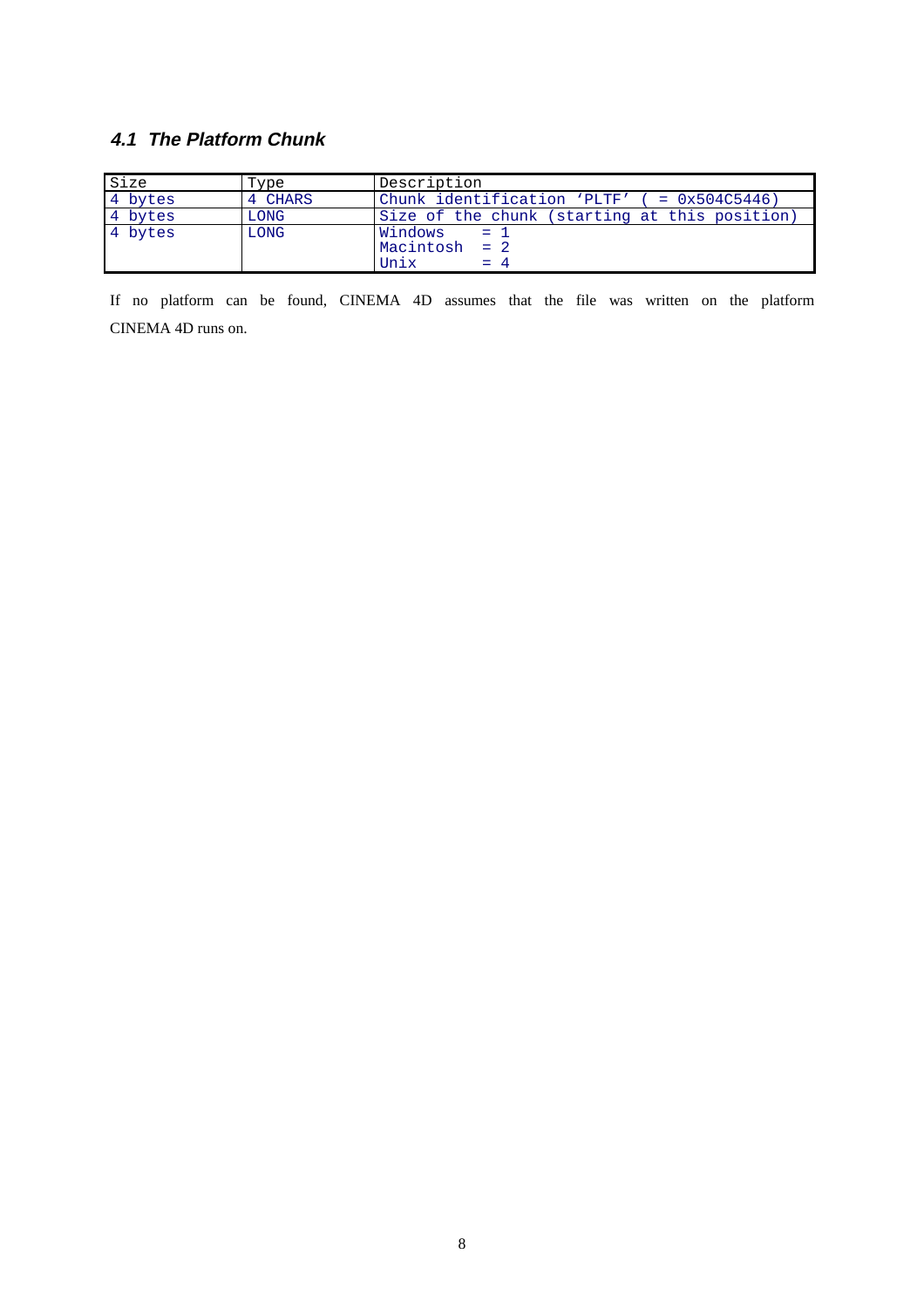### 4.1 The Platform Chunk

| Size | Type | Description |
| --- | --- | --- |
| 4 bytes | 4 CHARS | Chunk identification 'PLTF' ( = 0x504C5446) |
| 4 bytes | LONG | Size of the chunk (starting at this position) |
| 4 bytes | LONG | Windows = 1<br>Macintosh = 2<br>Unix = 4 |

If no platform can be found, CINEMA 4D assumes that the file was written on the platform CINEMA 4D runs on.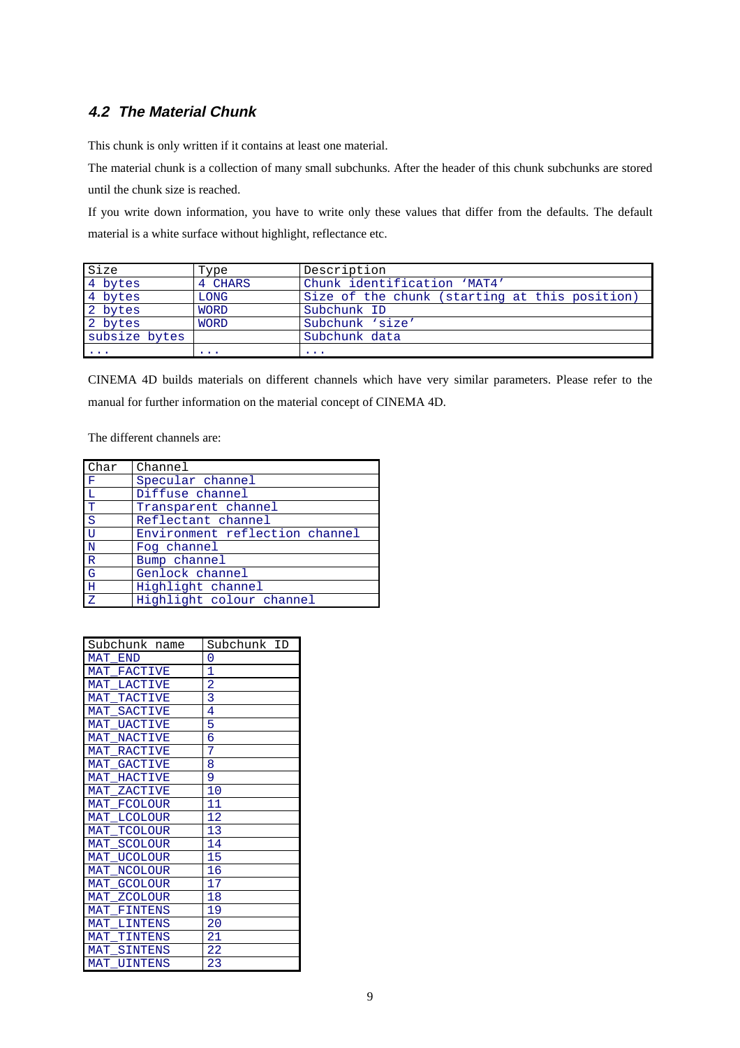### 4.2 The Material Chunk

This chunk is only written if it contains at least one material.

The material chunk is a collection of many small subchunks. After the header of this chunk subchunks are stored until the chunk size is reached.

If you write down information, you have to write only these values that differ from the defaults. The default material is a white surface without highlight, reflectance etc.

| Size | Type | Description |
|---|---|---|
| 4 bytes | 4 CHARS | Chunk identification 'MAT4' |
| 4 bytes | LONG | Size of the chunk (starting at this position) |
| 2 bytes | WORD | Subchunk ID |
| 2 bytes | WORD | Subchunk 'size' |
| subsize bytes | | Subchunk data |
| ... | ... | ... |

CINEMA 4D builds materials on different channels which have very similar parameters. Please refer to the manual for further information on the material concept of CINEMA 4D.

The different channels are:

| Char | Channel |
|---|---|
| F | Specular channel |
| L | Diffuse channel |
| T | Transparent channel |
| S | Reflectant channel |
| U | Environment reflection channel |
| N | Fog channel |
| R | Bump channel |
| G | Genlock channel |
| H | Highlight channel |
| Z | Highlight colour channel |

| Subchunk name | Subchunk ID |
|---|---|
| MAT_END | 0 |
| MAT_FACTIVE | 1 |
| MAT_LACTIVE | 2 |
| MAT_TACTIVE | 3 |
| MAT_SACTIVE | 4 |
| MAT_UACTIVE | 5 |
| MAT_NACTIVE | 6 |
| MAT_RACTIVE | 7 |
| MAT_GACTIVE | 8 |
| MAT_HACTIVE | 9 |
| MAT_ZACTIVE | 10 |
| MAT_FCOLOUR | 11 |
| MAT_LCOLOUR | 12 |
| MAT_TCOLOUR | 13 |
| MAT_SCOLOUR | 14 |
| MAT_UCOLOUR | 15 |
| MAT_NCOLOUR | 16 |
| MAT_GCOLOUR | 17 |
| MAT_ZCOLOUR | 18 |
| MAT_FINTENS | 19 |
| MAT_LINTENS | 20 |
| MAT_TINTENS | 21 |
| MAT_SINTENS | 22 |
| MAT_UINTENS | 23 |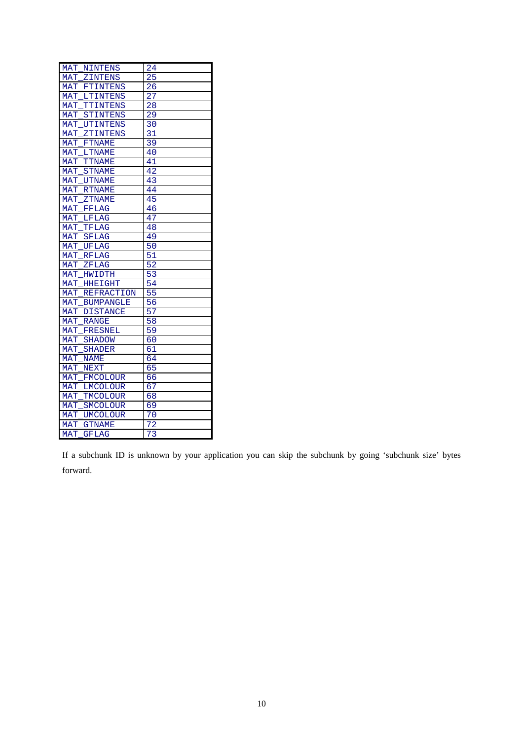| MAT_NINTENS | 24 |
|---|---|
| MAT_ZINTENS | 25 |
| MAT_FTINTENS | 26 |
| MAT_LTINTENS | 27 |
| MAT_TTINTENS | 28 |
| MAT_STINTENS | 29 |
| MAT_UTINTENS | 30 |
| MAT_ZTINTENS | 31 |
| MAT_FTNAME | 39 |
| MAT_LTNAME | 40 |
| MAT_TTNAME | 41 |
| MAT_STNAME | 42 |
| MAT_UTNAME | 43 |
| MAT_RTNAME | 44 |
| MAT_ZTNAME | 45 |
| MAT_FFLAG | 46 |
| MAT_LFLAG | 47 |
| MAT_TFLAG | 48 |
| MAT_SFLAG | 49 |
| MAT_UFLAG | 50 |
| MAT_RFLAG | 51 |
| MAT_ZFLAG | 52 |
| MAT_HWIDTH | 53 |
| MAT_HHEIGHT | 54 |
| MAT_REFRACTION | 55 |
| MAT_BUMPANGLE | 56 |
| MAT_DISTANCE | 57 |
| MAT_RANGE | 58 |
| MAT_FRESNEL | 59 |
| MAT_SHADOW | 60 |
| MAT_SHADER | 61 |
| MAT_NAME | 64 |
| MAT_NEXT | 65 |
| MAT_FMCOLOUR | 66 |
| MAT_LMCOLOUR | 67 |
| MAT_TMCOLOUR | 68 |
| MAT_SMCOLOUR | 69 |
| MAT_UMCOLOUR | 70 |
| MAT_GTNAME | 72 |
| MAT_GFLAG | 73 |

If a subchunk ID is unknown by your application you can skip the subchunk by going 'subchunk size' bytes forward.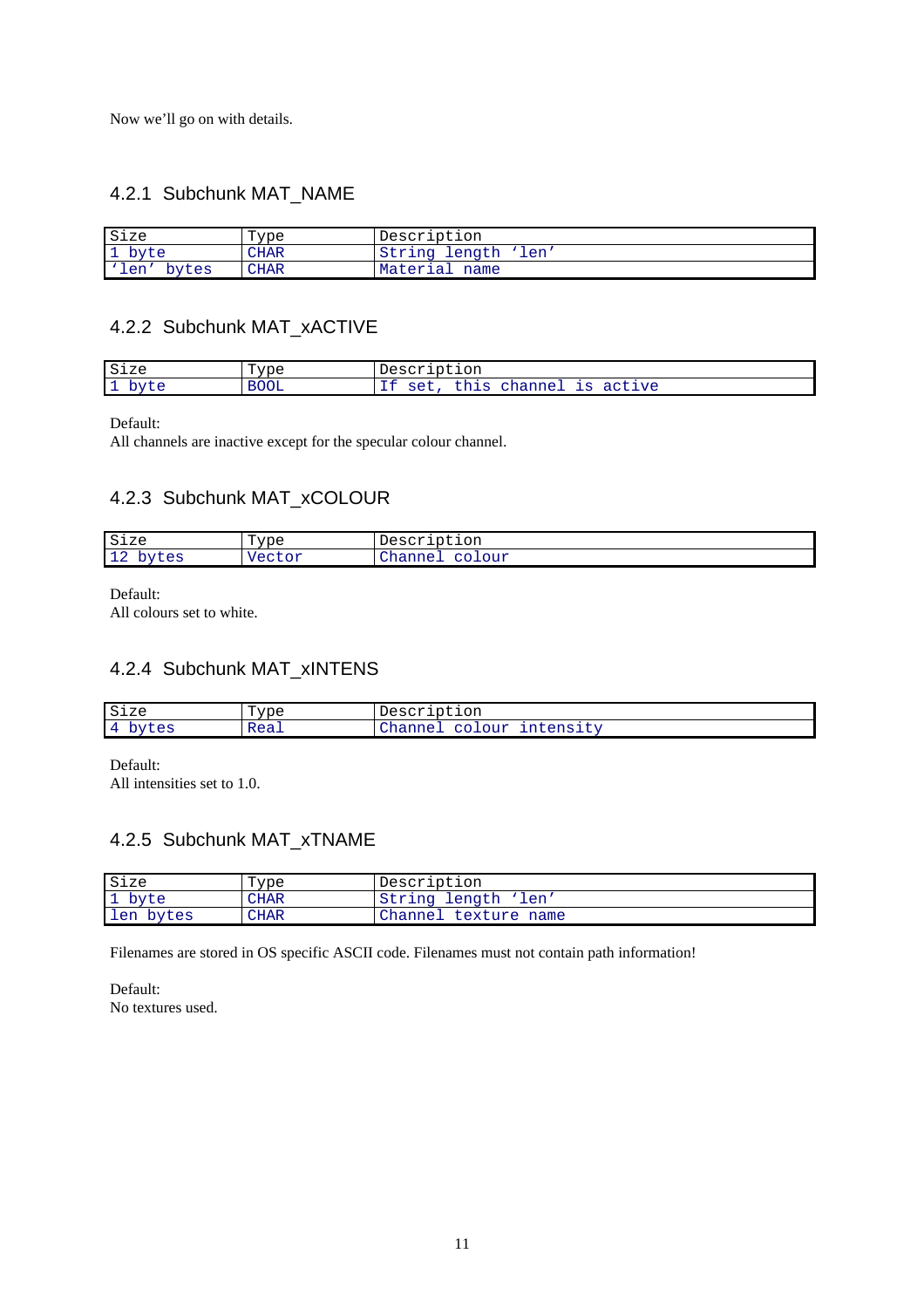Now we'll go on with details.

### 4.2.1 Subchunk MAT_NAME

| Size | Type | Description |
| --- | --- | --- |
| 1 byte | CHAR | String length 'len' |
| 'len' bytes | CHAR | Material name |

### 4.2.2 Subchunk MAT_xACTIVE

| Size | Type | Description |
| --- | --- | --- |
| 1 byte | BOOL | If set, this channel is active |

Default:
All channels are inactive except for the specular colour channel.

### 4.2.3 Subchunk MAT_xCOLOUR

| Size | Type | Description |
| --- | --- | --- |
| 12 bytes | Vector | Channel colour |

Default:
All colours set to white.

### 4.2.4 Subchunk MAT_xINTENS

| Size | Type | Description |
| --- | --- | --- |
| 4 bytes | Real | Channel colour intensity |

Default:
All intensities set to 1.0.

### 4.2.5 Subchunk MAT_xTNAME

| Size | Type | Description |
| --- | --- | --- |
| 1 byte | CHAR | String length 'len' |
| len bytes | CHAR | Channel texture name |

Filenames are stored in OS specific ASCII code. Filenames must not contain path information!

Default:
No textures used.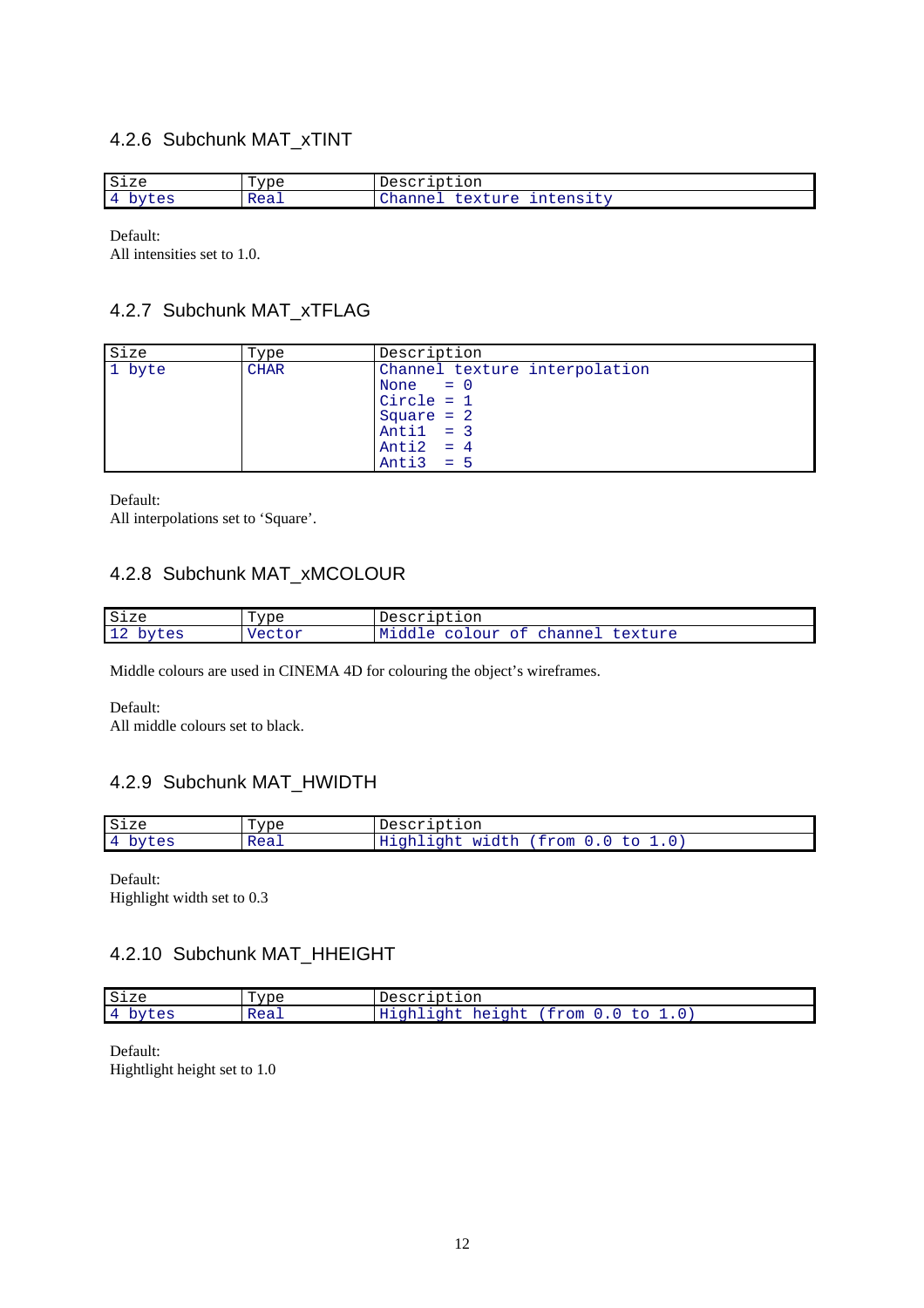### 4.2.6 Subchunk MAT_xTINT

| Size | Type | Description |
|---|---|---|
| 4 bytes | Real | Channel texture intensity |

Default:
All intensities set to 1.0.

### 4.2.7 Subchunk MAT_xTFLAG

| Size | Type | Description |
|---|---|---|
| 1 byte | CHAR | Channel texture interpolation<br>None = 0<br>Circle = 1<br>Square = 2<br>Anti1 = 3<br>Anti2 = 4<br>Anti3 = 5 |

Default:
All interpolations set to ‘Square’.

### 4.2.8 Subchunk MAT_xMCOLOUR

| Size | Type | Description |
|---|---|---|
| 12 bytes | Vector | Middle colour of channel texture |

Middle colours are used in CINEMA 4D for colouring the object’s wireframes.

Default:
All middle colours set to black.

### 4.2.9 Subchunk MAT_HWIDTH

| Size | Type | Description |
|---|---|---|
| 4 bytes | Real | Highlight width (from 0.0 to 1.0) |

Default:
Highlight width set to 0.3

### 4.2.10 Subchunk MAT_HHEIGHT

| Size | Type | Description |
|---|---|---|
| 4 bytes | Real | Highlight height (from 0.0 to 1.0) |

Default:
Hightlight height set to 1.0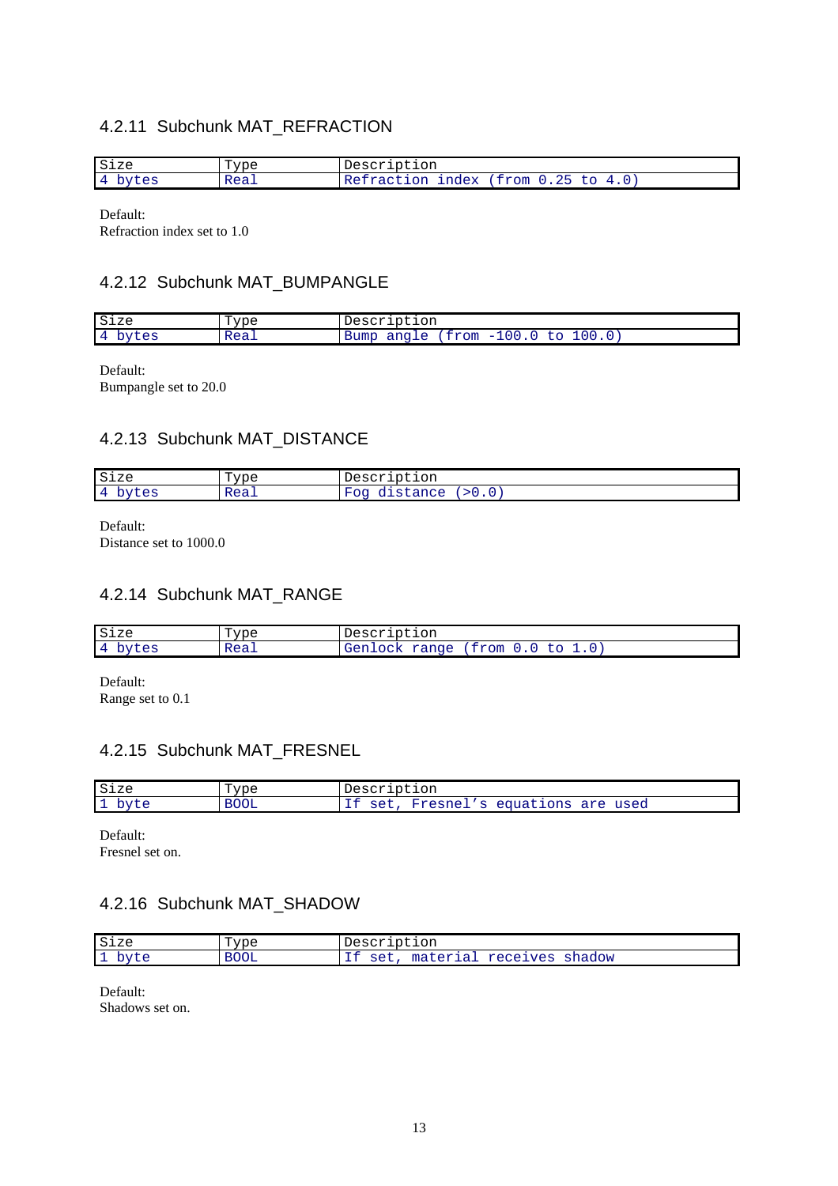### 4.2.11 Subchunk MAT_REFRACTION

| Size | Type | Description |
| --- | --- | --- |
| 4 bytes | Real | Refraction index (from 0.25 to 4.0) |

Default:
Refraction index set to 1.0

### 4.2.12 Subchunk MAT_BUMPANGLE

| Size | Type | Description |
| --- | --- | --- |
| 4 bytes | Real | Bump angle (from -100.0 to 100.0) |

Default:
Bumpangle set to 20.0

### 4.2.13 Subchunk MAT_DISTANCE

| Size | Type | Description |
| --- | --- | --- |
| 4 bytes | Real | Fog distance (>0.0) |

Default:
Distance set to 1000.0

### 4.2.14 Subchunk MAT_RANGE

| Size | Type | Description |
| --- | --- | --- |
| 4 bytes | Real | Genlock range (from 0.0 to 1.0) |

Default:
Range set to 0.1

### 4.2.15 Subchunk MAT_FRESNEL

| Size | Type | Description |
| --- | --- | --- |
| 1 byte | BOOL | If set, Fresnel's equations are used |

Default:
Fresnel set on.

### 4.2.16 Subchunk MAT_SHADOW

| Size | Type | Description |
| --- | --- | --- |
| 1 byte | BOOL | If set, material receives shadow |

Default:
Shadows set on.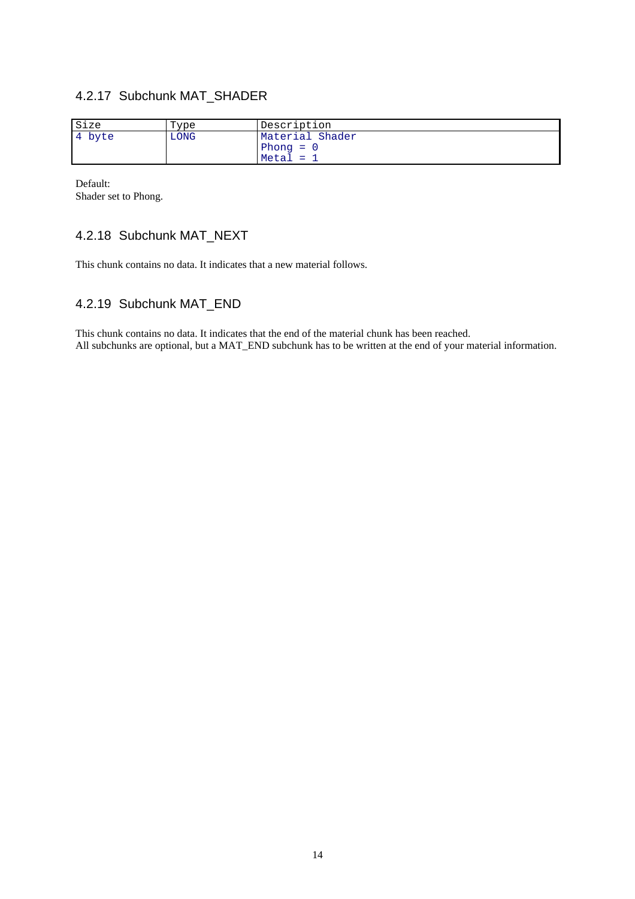### 4.2.17 Subchunk MAT_SHADER

| Size | Type | Description |
|---|---|---|
| 4 byte | LONG | Material Shader<br>Phong = 0<br>Metal = 1 |

Default:
Shader set to Phong.

### 4.2.18 Subchunk MAT_NEXT

This chunk contains no data. It indicates that a new material follows.

### 4.2.19 Subchunk MAT_END

This chunk contains no data. It indicates that the end of the material chunk has been reached.
All subchunks are optional, but a MAT_END subchunk has to be written at the end of your material information.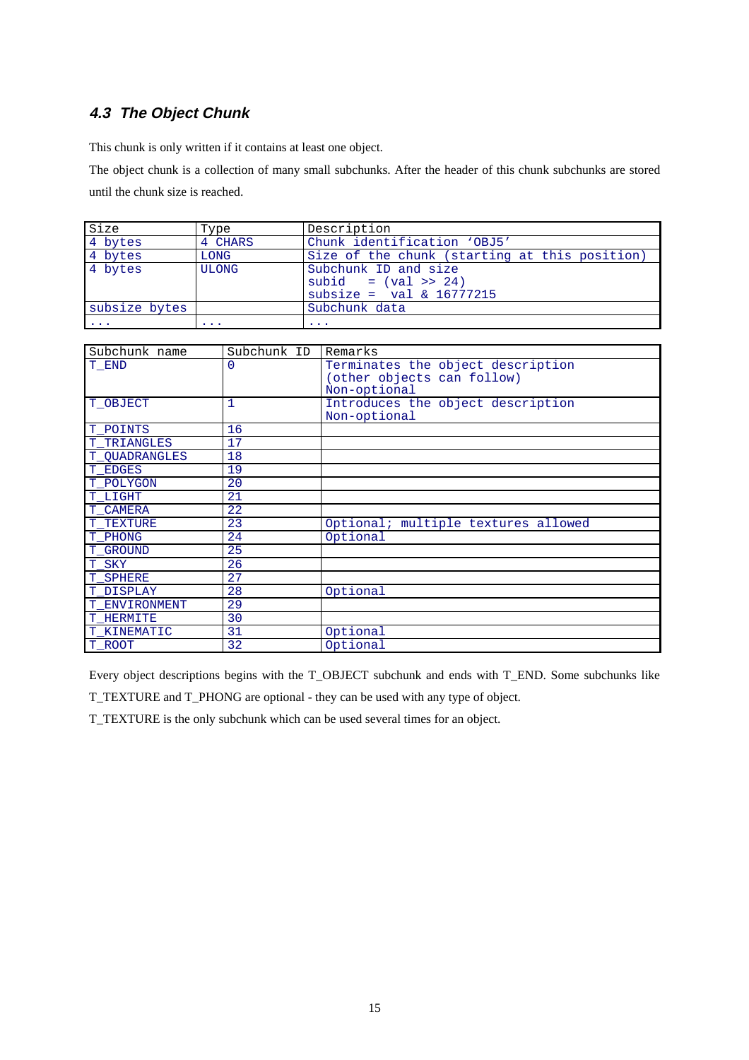### 4.3 The Object Chunk

This chunk is only written if it contains at least one object.

The object chunk is a collection of many small subchunks. After the header of this chunk subchunks are stored until the chunk size is reached.

| Size | Type | Description |
|---|---|---|
| 4 bytes | 4 CHARS | Chunk identification 'OBJ5' |
| 4 bytes | LONG | Size of the chunk (starting at this position) |
| 4 bytes | ULONG | Subchunk ID and size<br>subid = (val >> 24)<br>subsize = val & 16777215 |
| subsize bytes | | Subchunk data |
| ... | ... | ... |

| Subchunk name | Subchunk ID | Remarks |
|---|---|---|
| T_END | 0 | Terminates the object description (other objects can follow)<br>Non-optional |
| T_OBJECT | 1 | Introduces the object description<br>Non-optional |
| T_POINTS | 16 | |
| T_TRIANGLES | 17 | |
| T_QUADRANGLES | 18 | |
| T_EDGES | 19 | |
| T_POLYGON | 20 | |
| T_LIGHT | 21 | |
| T_CAMERA | 22 | |
| T_TEXTURE | 23 | Optional; multiple textures allowed |
| T_PHONG | 24 | Optional |
| T_GROUND | 25 | |
| T_SKY | 26 | |
| T_SPHERE | 27 | |
| T_DISPLAY | 28 | Optional |
| T_ENVIRONMENT | 29 | |
| T_HERMITE | 30 | |
| T_KINEMATIC | 31 | Optional |
| T_ROOT | 32 | Optional |

Every object descriptions begins with the T_OBJECT subchunk and ends with T_END. Some subchunks like T_TEXTURE and T_PHONG are optional - they can be used with any type of object.

T_TEXTURE is the only subchunk which can be used several times for an object.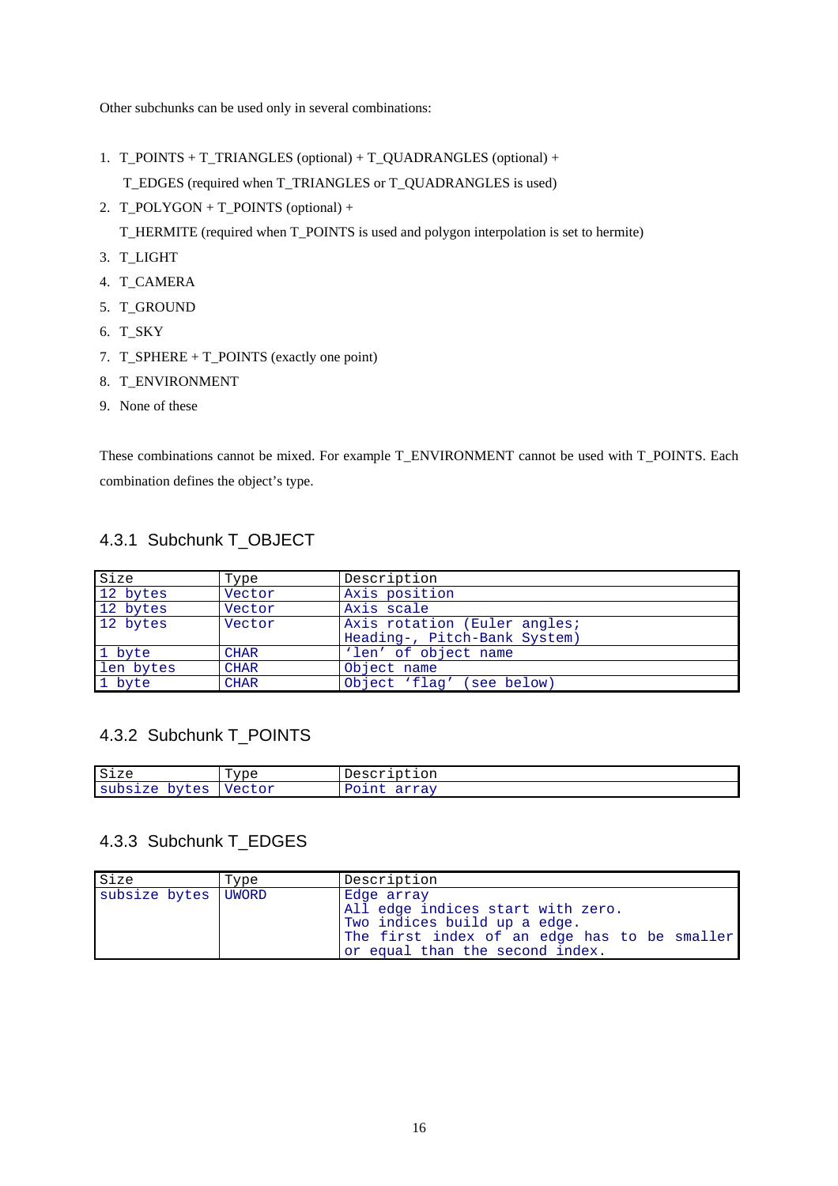Other subchunks can be used only in several combinations:

1. T_POINTS + T_TRIANGLES (optional) + T_QUADRANGLES (optional) + T_EDGES (required when T_TRIANGLES or T_QUADRANGLES is used)
2. T_POLYGON + T_POINTS (optional) + T_HERMITE (required when T_POINTS is used and polygon interpolation is set to hermite)
3. T_LIGHT
4. T_CAMERA
5. T_GROUND
6. T_SKY
7. T_SPHERE + T_POINTS (exactly one point)
8. T_ENVIRONMENT
9. None of these

These combinations cannot be mixed. For example T_ENVIRONMENT cannot be used with T_POINTS. Each combination defines the object's type.

### 4.3.1 Subchunk T_OBJECT

| Size | Type | Description |
|---|---|---|
| 12 bytes | Vector | Axis position |
| 12 bytes | Vector | Axis scale |
| 12 bytes | Vector | Axis rotation (Euler angles; Heading-, Pitch-Bank System) |
| 1 byte | CHAR | 'len' of object name |
| len bytes | CHAR | Object name |
| 1 byte | CHAR | Object 'flag' (see below) |

### 4.3.2 Subchunk T_POINTS

| Size | Type | Description |
|---|---|---|
| subsize bytes | Vector | Point array |

### 4.3.3 Subchunk T_EDGES

| Size | Type | Description |
|---|---|---|
| subsize bytes | UWORD | Edge array<br>All edge indices start with zero.<br>Two indices build up a edge.<br>The first index of an edge has to be smaller or equal than the second index. |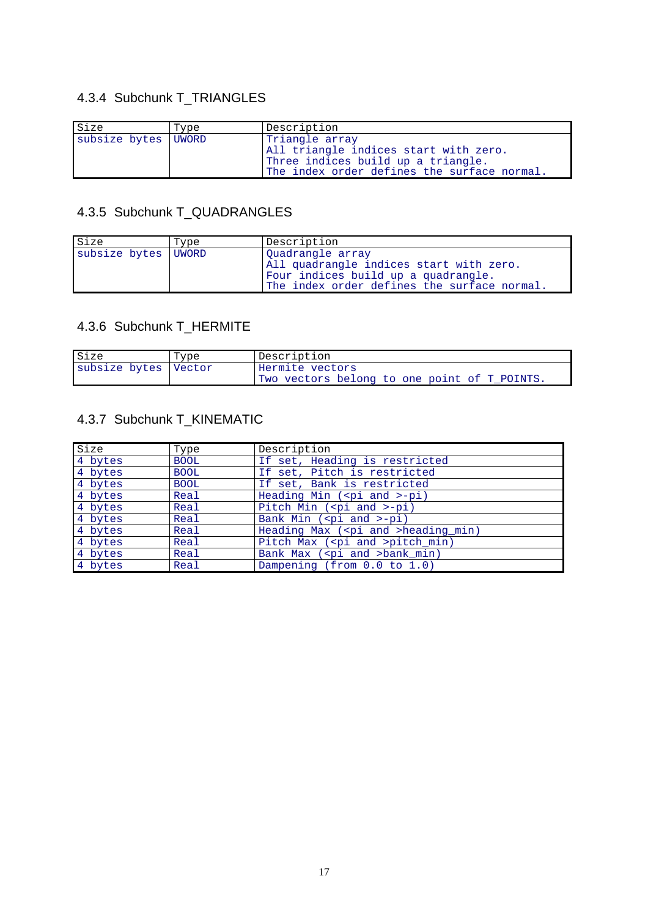### 4.3.4 Subchunk T_TRIANGLES

| Size | Type | Description |
|---|---|---|
| subsize bytes | UWORD | Triangle array<br>All triangle indices start with zero.<br>Three indices build up a triangle.<br>The index order defines the surface normal. |

### 4.3.5 Subchunk T_QUADRANGLES

| Size | Type | Description |
|---|---|---|
| subsize bytes | UWORD | Quadrangle array<br>All quadrangle indices start with zero.<br>Four indices build up a quadrangle.<br>The index order defines the surface normal. |

### 4.3.6 Subchunk T_HERMITE

| Size | Type | Description |
|---|---|---|
| subsize bytes | Vector | Hermite vectors<br>Two vectors belong to one point of T_POINTS. |

### 4.3.7 Subchunk T_KINEMATIC

| Size | Type | Description |
|---|---|---|
| 4 bytes | BOOL | If set, Heading is restricted |
| 4 bytes | BOOL | If set, Pitch is restricted |
| 4 bytes | BOOL | If set, Bank is restricted |
| 4 bytes | Real | Heading Min (<pi and >-pi) |
| 4 bytes | Real | Pitch Min (<pi and >-pi) |
| 4 bytes | Real | Bank Min (<pi and >-pi) |
| 4 bytes | Real | Heading Max (<pi and >heading_min) |
| 4 bytes | Real | Pitch Max (<pi and >pitch_min) |
| 4 bytes | Real | Bank Max (<pi and >bank_min) |
| 4 bytes | Real | Dampening (from 0.0 to 1.0) |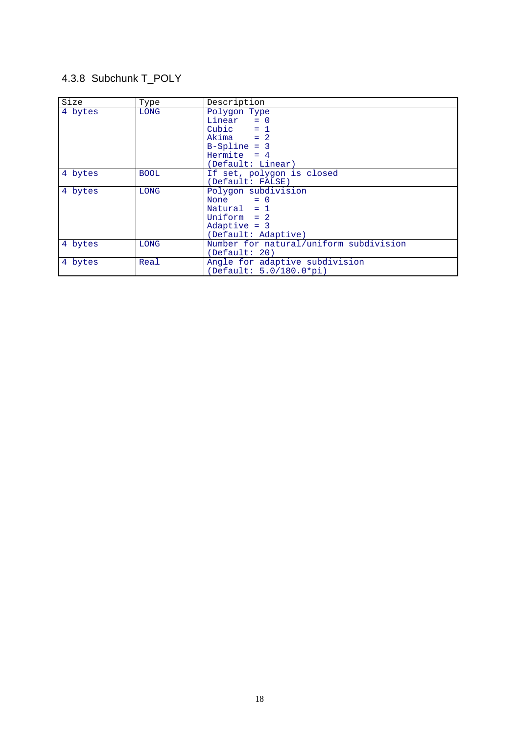### 4.3.8 Subchunk T_POLY

| Size | Type | Description |
|---|---|---|
| 4 bytes | LONG | Polygon Type<br>Linear = 0<br>Cubic = 1<br>Akima = 2<br>B-Spline = 3<br>Hermite = 4<br>(Default: Linear) |
| 4 bytes | BOOL | If set, polygon is closed<br>(Default: FALSE) |
| 4 bytes | LONG | Polygon subdivision<br>None = 0<br>Natural = 1<br>Uniform = 2<br>Adaptive = 3<br>(Default: Adaptive) |
| 4 bytes | LONG | Number for natural/uniform subdivision<br>(Default: 20) |
| 4 bytes | Real | Angle for adaptive subdivision<br>(Default: 5.0/180.0*pi) |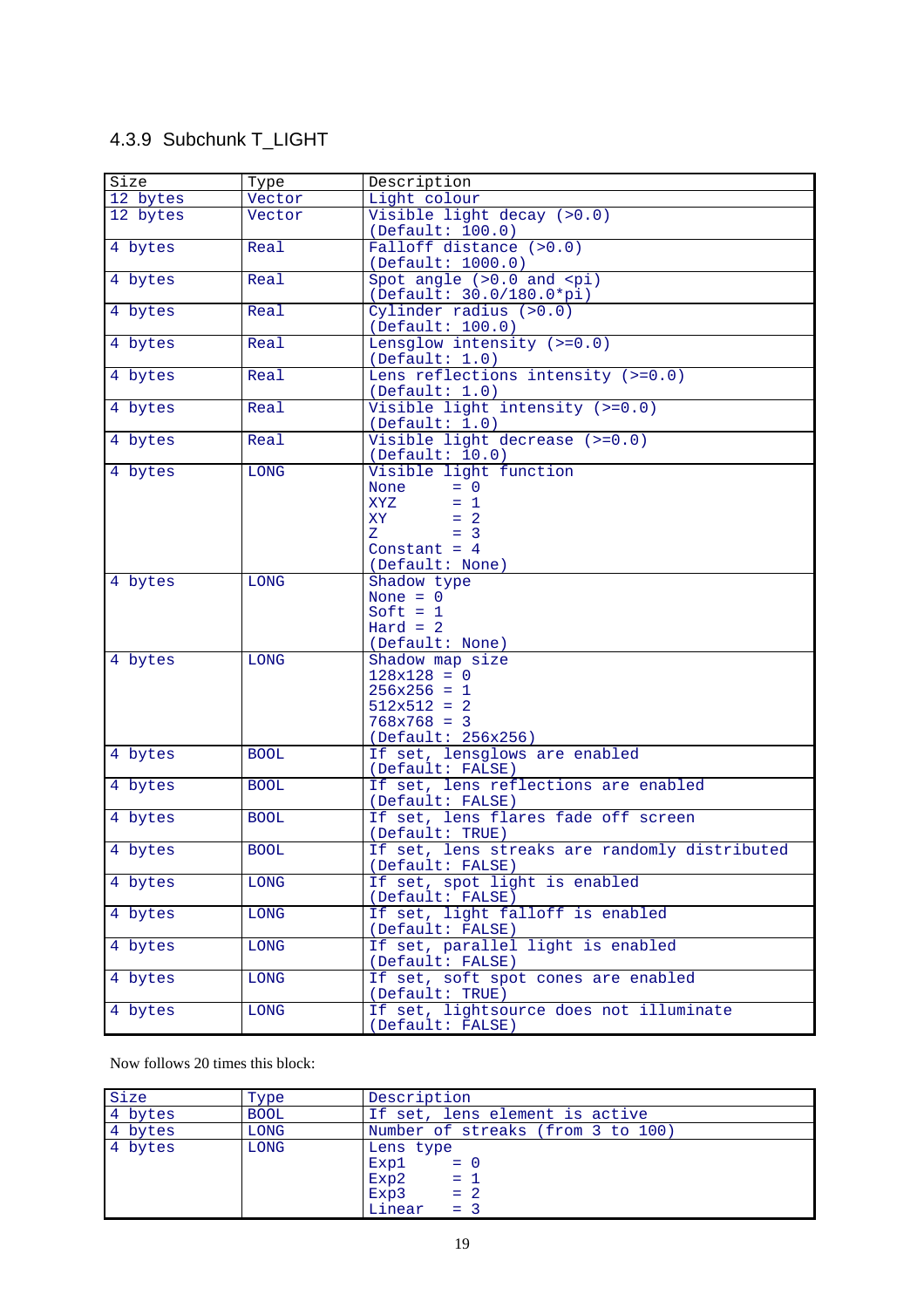### 4.3.9 Subchunk T_LIGHT

| Size | Type | Description |
|---|---|---|
| 12 bytes | Vector | Light colour |
| 12 bytes | Vector | Visible light decay (>0.0)<br>(Default: 100.0) |
| 4 bytes | Real | Falloff distance (>0.0)<br>(Default: 1000.0) |
| 4 bytes | Real | Spot angle (>0.0 and <pi)<br>(Default: 30.0/180.0*pi) |
| 4 bytes | Real | Cylinder radius (>0.0)<br>(Default: 100.0) |
| 4 bytes | Real | Lensglow intensity (>=0.0)<br>(Default: 1.0) |
| 4 bytes | Real | Lens reflections intensity (>=0.0)<br>(Default: 1.0) |
| 4 bytes | Real | Visible light intensity (>=0.0)<br>(Default: 1.0) |
| 4 bytes | Real | Visible light decrease (>=0.0)<br>(Default: 10.0) |
| 4 bytes | LONG | Visible light function<br>None = 0<br>XYZ = 1<br>XY = 2<br>Z = 3<br>Constant = 4<br>(Default: None) |
| 4 bytes | LONG | Shadow type<br>None = 0<br>Soft = 1<br>Hard = 2<br>(Default: None) |
| 4 bytes | LONG | Shadow map size<br>128x128 = 0<br>256x256 = 1<br>512x512 = 2<br>768x768 = 3<br>(Default: 256x256) |
| 4 bytes | BOOL | If set, lensglows are enabled<br>(Default: FALSE) |
| 4 bytes | BOOL | If set, lens reflections are enabled<br>(Default: FALSE) |
| 4 bytes | BOOL | If set, lens flares fade off screen<br>(Default: TRUE) |
| 4 bytes | BOOL | If set, lens streaks are randomly distributed<br>(Default: FALSE) |
| 4 bytes | LONG | If set, spot light is enabled<br>(Default: FALSE) |
| 4 bytes | LONG | If set, light falloff is enabled<br>(Default: FALSE) |
| 4 bytes | LONG | If set, parallel light is enabled<br>(Default: FALSE) |
| 4 bytes | LONG | If set, soft spot cones are enabled<br>(Default: TRUE) |
| 4 bytes | LONG | If set, lightsource does not illuminate<br>(Default: FALSE) |

Now follows 20 times this block:

| Size | Type | Description |
|---|---|---|
| 4 bytes | BOOL | If set, lens element is active |
| 4 bytes | LONG | Number of streaks (from 3 to 100) |
| 4 bytes | LONG | Lens type<br>Exp1 = 0<br>Exp2 = 1<br>Exp3 = 2<br>Linear = 3 |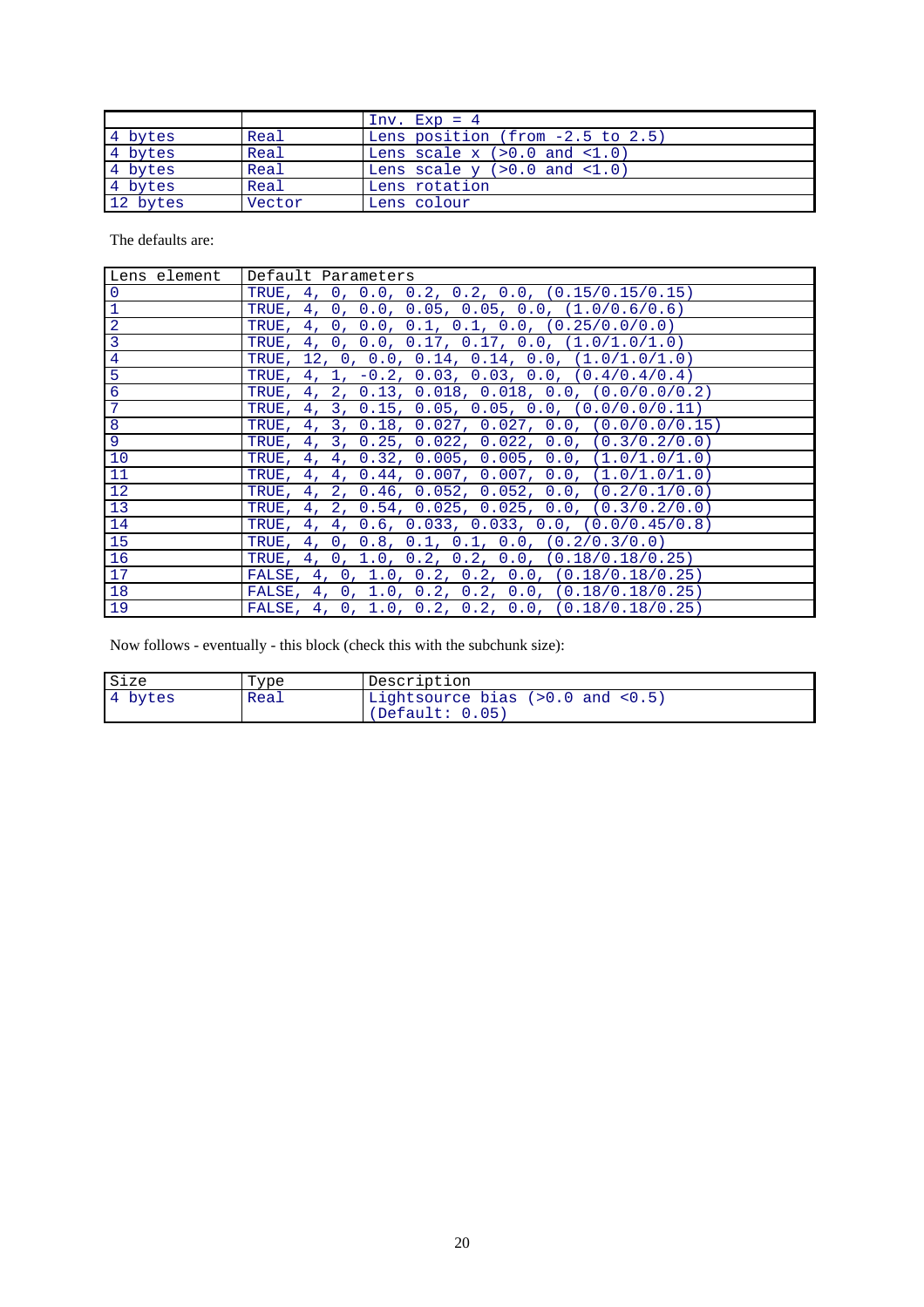|  |  | Inv. Exp = 4 |
|---|---|---|
| 4 bytes | Real | Lens position (from -2.5 to 2.5) |
| 4 bytes | Real | Lens scale x (>0.0 and <1.0) |
| 4 bytes | Real | Lens scale y (>0.0 and <1.0) |
| 4 bytes | Real | Lens rotation |
| 12 bytes | Vector | Lens colour |

The defaults are:

| Lens element | Default Parameters |
|---|---|
| 0 | TRUE, 4, 0, 0.0, 0.2, 0.2, 0.0, (0.15/0.15/0.15) |
| 1 | TRUE, 4, 0, 0.0, 0.05, 0.05, 0.0, (1.0/0.6/0.6) |
| 2 | TRUE, 4, 0, 0.0, 0.1, 0.1, 0.0, (0.25/0.0/0.0) |
| 3 | TRUE, 4, 0, 0.0, 0.17, 0.17, 0.0, (1.0/1.0/1.0) |
| 4 | TRUE, 12, 0, 0.0, 0.14, 0.14, 0.0, (1.0/1.0/1.0) |
| 5 | TRUE, 4, 1, -0.2, 0.03, 0.03, 0.0, (0.4/0.4/0.4) |
| 6 | TRUE, 4, 2, 0.13, 0.018, 0.018, 0.0, (0.0/0.0/0.2) |
| 7 | TRUE, 4, 3, 0.15, 0.05, 0.05, 0.0, (0.0/0.0/0.11) |
| 8 | TRUE, 4, 3, 0.18, 0.027, 0.027, 0.0, (0.0/0.0/0.15) |
| 9 | TRUE, 4, 3, 0.25, 0.022, 0.022, 0.0, (0.3/0.2/0.0) |
| 10 | TRUE, 4, 4, 0.32, 0.005, 0.005, 0.0, (1.0/1.0/1.0) |
| 11 | TRUE, 4, 4, 0.44, 0.007, 0.007, 0.0, (1.0/1.0/1.0) |
| 12 | TRUE, 4, 2, 0.46, 0.052, 0.052, 0.0, (0.2/0.1/0.0) |
| 13 | TRUE, 4, 2, 0.54, 0.025, 0.025, 0.0, (0.3/0.2/0.0) |
| 14 | TRUE, 4, 4, 0.6, 0.033, 0.033, 0.0, (0.0/0.45/0.8) |
| 15 | TRUE, 4, 0, 0.8, 0.1, 0.1, 0.0, (0.2/0.3/0.0) |
| 16 | TRUE, 4, 0, 1.0, 0.2, 0.2, 0.0, (0.18/0.18/0.25) |
| 17 | FALSE, 4, 0, 1.0, 0.2, 0.2, 0.0, (0.18/0.18/0.25) |
| 18 | FALSE, 4, 0, 1.0, 0.2, 0.2, 0.0, (0.18/0.18/0.25) |
| 19 | FALSE, 4, 0, 1.0, 0.2, 0.2, 0.0, (0.18/0.18/0.25) |

Now follows - eventually - this block (check this with the subchunk size):

| Size | Type | Description |
|---|---|---|
| 4 bytes | Real | Lightsource bias (>0.0 and <0.5) (Default: 0.05) |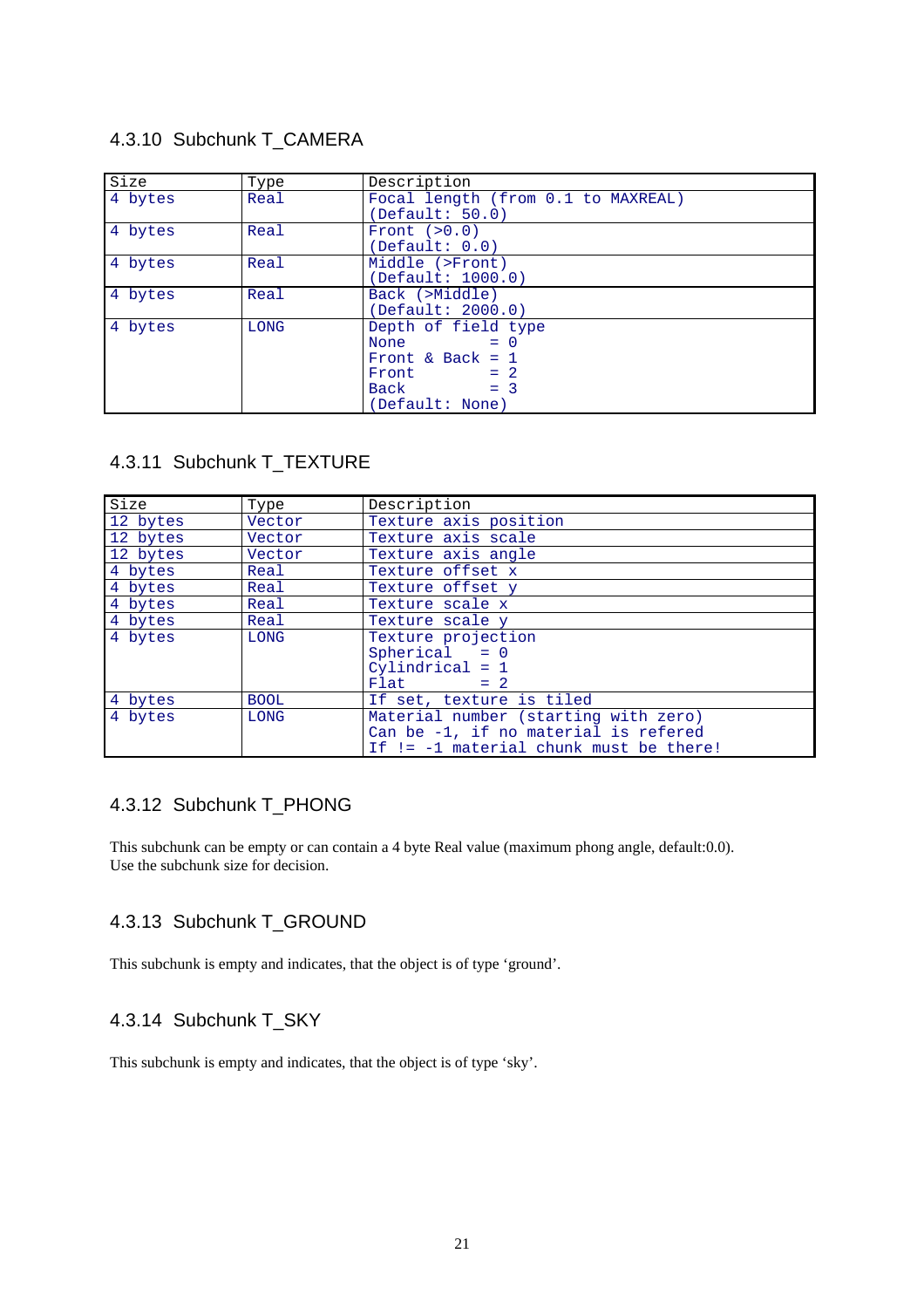### 4.3.10 Subchunk T_CAMERA

| Size | Type | Description |
|---|---|---|
| 4 bytes | Real | Focal length (from 0.1 to MAXREAL)<br>(Default: 50.0) |
| 4 bytes | Real | Front (>0.0)<br>(Default: 0.0) |
| 4 bytes | Real | Middle (>Front)<br>(Default: 1000.0) |
| 4 bytes | Real | Back (>Middle)<br>(Default: 2000.0) |
| 4 bytes | LONG | Depth of field type<br>None = 0<br>Front & Back = 1<br>Front = 2<br>Back = 3<br>(Default: None) |

### 4.3.11 Subchunk T_TEXTURE

| Size | Type | Description |
|---|---|---|
| 12 bytes | Vector | Texture axis position |
| 12 bytes | Vector | Texture axis scale |
| 12 bytes | Vector | Texture axis angle |
| 4 bytes | Real | Texture offset x |
| 4 bytes | Real | Texture offset y |
| 4 bytes | Real | Texture scale x |
| 4 bytes | Real | Texture scale y |
| 4 bytes | LONG | Texture projection<br>Spherical = 0<br>Cylindrical = 1<br>Flat = 2 |
| 4 bytes | BOOL | If set, texture is tiled |
| 4 bytes | LONG | Material number (starting with zero)<br>Can be -1, if no material is refered<br>If != -1 material chunk must be there! |

### 4.3.12 Subchunk T_PHONG

This subchunk can be empty or can contain a 4 byte Real value (maximum phong angle, default:0.0). Use the subchunk size for decision.

### 4.3.13 Subchunk T_GROUND

This subchunk is empty and indicates, that the object is of type 'ground'.

### 4.3.14 Subchunk T_SKY

This subchunk is empty and indicates, that the object is of type 'sky'.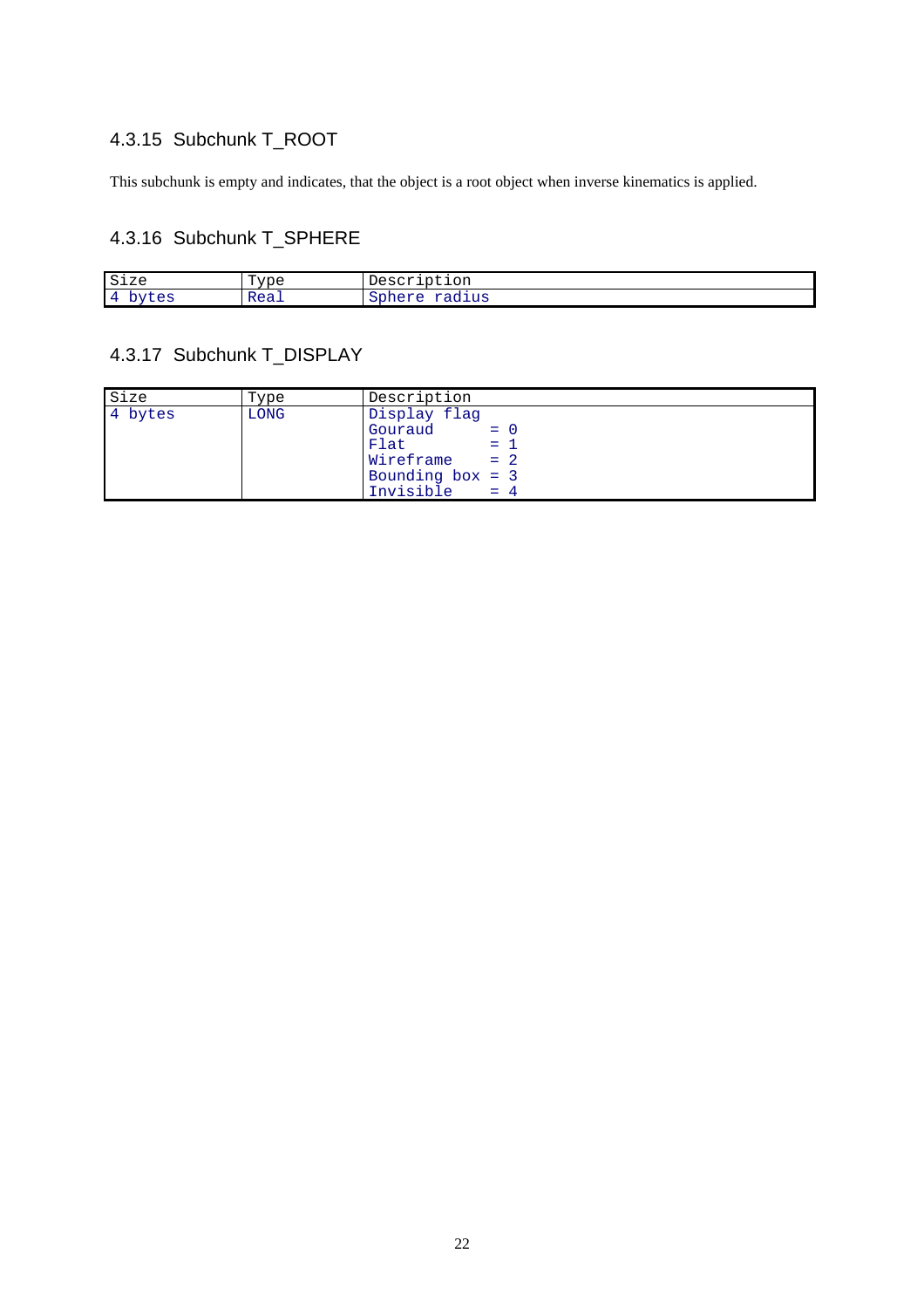### 4.3.15 Subchunk T_ROOT

This subchunk is empty and indicates, that the object is a root object when inverse kinematics is applied.

### 4.3.16 Subchunk T_SPHERE

| Size | Type | Description |
|---|---|---|
| 4 bytes | Real | Sphere radius |

### 4.3.17 Subchunk T_DISPLAY

| Size | Type | Description |
|---|---|---|
| 4 bytes | LONG | Display flag<br>Gouraud = 0<br>Flat = 1<br>Wireframe = 2<br>Bounding box = 3<br>Invisible = 4 |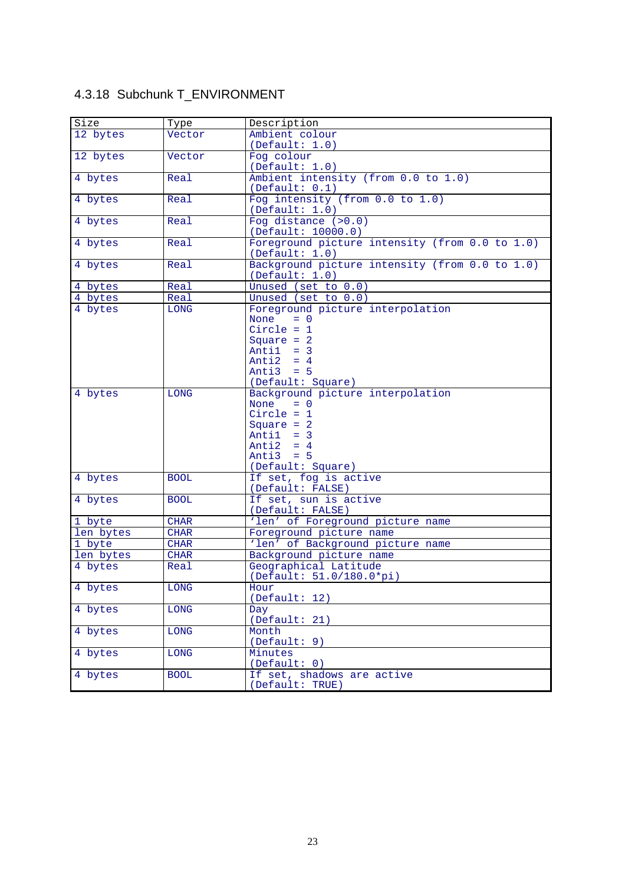### 4.3.18 Subchunk T_ENVIRONMENT

| Size | Type | Description |
|---|---|---|
| 12 bytes | Vector | Ambient colour<br>(Default: 1.0) |
| 12 bytes | Vector | Fog colour<br>(Default: 1.0) |
| 4 bytes | Real | Ambient intensity (from 0.0 to 1.0)<br>(Default: 0.1) |
| 4 bytes | Real | Fog intensity (from 0.0 to 1.0)<br>(Default: 1.0) |
| 4 bytes | Real | Fog distance (>0.0)<br>(Default: 10000.0) |
| 4 bytes | Real | Foreground picture intensity (from 0.0 to 1.0)<br>(Default: 1.0) |
| 4 bytes | Real | Background picture intensity (from 0.0 to 1.0)<br>(Default: 1.0) |
| 4 bytes | Real | Unused (set to 0.0) |
| 4 bytes | Real | Unused (set to 0.0) |
| 4 bytes | LONG | Foreground picture interpolation<br>None = 0<br>Circle = 1<br>Square = 2<br>Anti1 = 3<br>Anti2 = 4<br>Anti3 = 5<br>(Default: Square) |
| 4 bytes | LONG | Background picture interpolation<br>None = 0<br>Circle = 1<br>Square = 2<br>Anti1 = 3<br>Anti2 = 4<br>Anti3 = 5<br>(Default: Square) |
| 4 bytes | BOOL | If set, fog is active<br>(Default: FALSE) |
| 4 bytes | BOOL | If set, sun is active<br>(Default: FALSE) |
| 1 byte | CHAR | 'len' of Foreground picture name |
| len bytes | CHAR | Foreground picture name |
| 1 byte | CHAR | 'len' of Background picture name |
| len bytes | CHAR | Background picture name |
| 4 bytes | Real | Geographical Latitude<br>(Default: 51.0/180.0*pi) |
| 4 bytes | LONG | Hour<br>(Default: 12) |
| 4 bytes | LONG | Day<br>(Default: 21) |
| 4 bytes | LONG | Month<br>(Default: 9) |
| 4 bytes | LONG | Minutes<br>(Default: 0) |
| 4 bytes | BOOL | If set, shadows are active<br>(Default: TRUE) |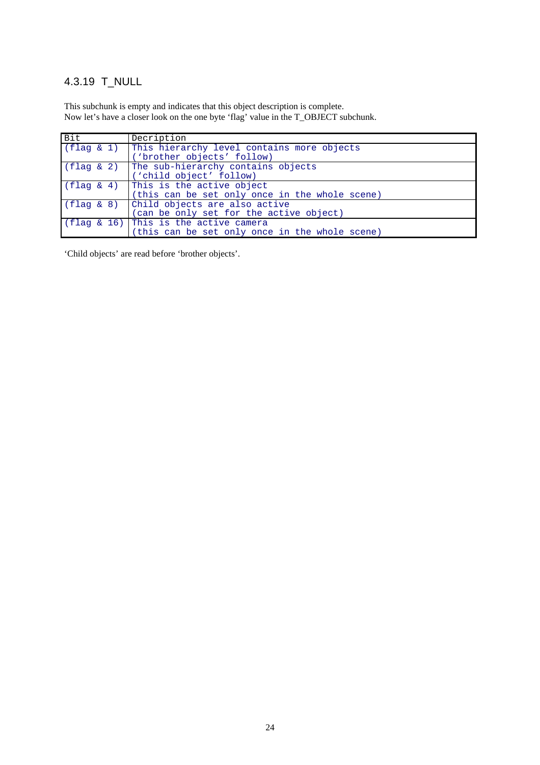### 4.3.19 T_NULL

This subchunk is empty and indicates that this object description is complete.
Now let's have a closer look on the one byte 'flag' value in the T_OBJECT subchunk.

| Bit | Decription |
|---|---|
| (flag & 1) | This hierarchy level contains more objects ('brother objects' follow) |
| (flag & 2) | The sub-hierarchy contains objects ('child object' follow) |
| (flag & 4) | This is the active object (this can be set only once in the whole scene) |
| (flag & 8) | Child objects are also active (can be only set for the active object) |
| (flag & 16) | This is the active camera (this can be set only once in the whole scene) |

'Child objects' are read before 'brother objects'.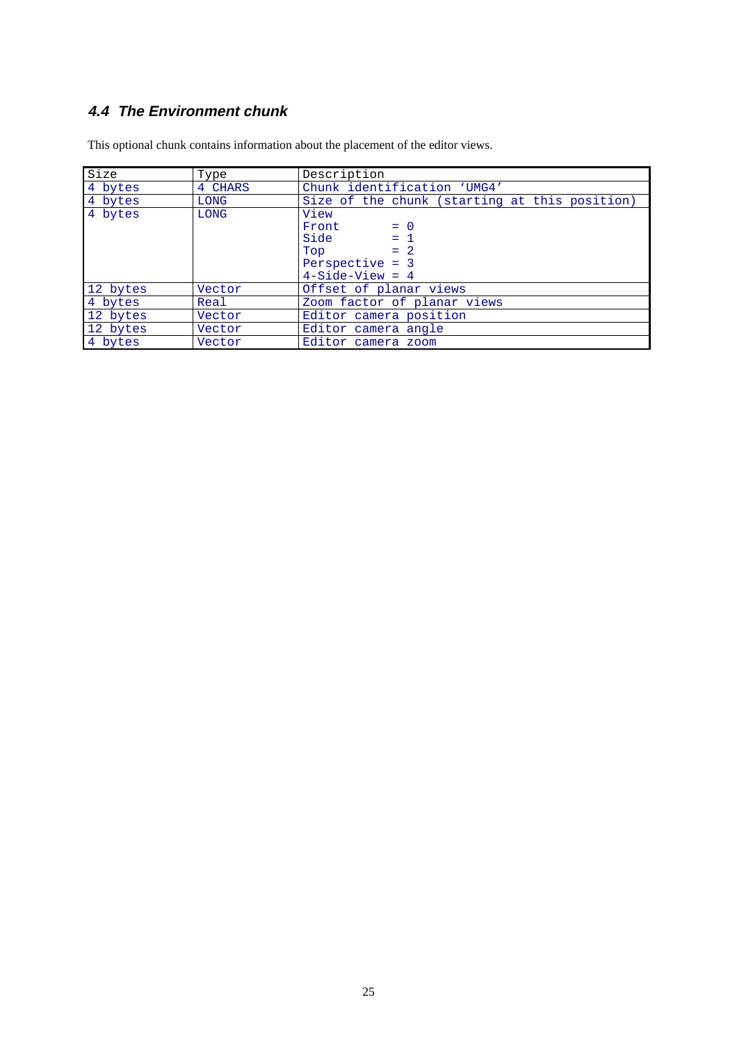### *4.4 The Environment chunk*

This optional chunk contains information about the placement of the editor views.

| Size | Type | Description |
|---|---|---|
| 4 bytes | 4 CHARS | Chunk identification 'UMG4' |
| 4 bytes | LONG | Size of the chunk (starting at this position) |
| 4 bytes | LONG | View<br>Front = 0<br>Side = 1<br>Top = 2<br>Perspective = 3<br>4-Side-View = 4 |
| 12 bytes | Vector | Offset of planar views |
| 4 bytes | Real | Zoom factor of planar views |
| 12 bytes | Vector | Editor camera position |
| 12 bytes | Vector | Editor camera angle |
| 4 bytes | Vector | Editor camera zoom |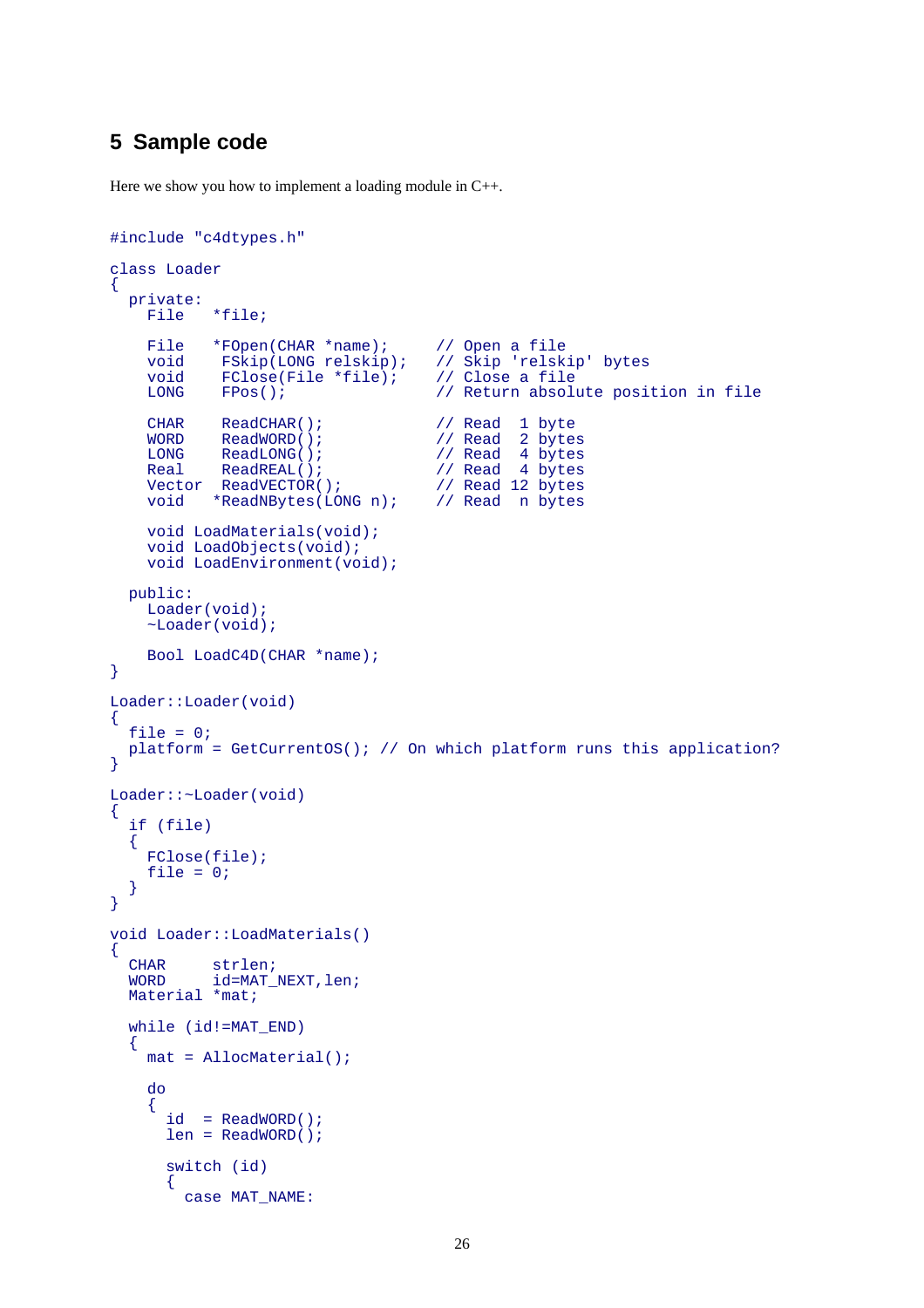## 5 Sample code

Here we show you how to implement a loading module in C++.

```
#include "c4dtypes.h"

class Loader
{
  private:
    File   *file;

    File   *FOpen(CHAR *name);      // Open a file
    void    FSkip(LONG relskip);    // Skip 'relskip' bytes
    void    FClose(File *file);     // Close a file
    LONG    FPos();                 // Return absolute position in file

    CHAR    ReadCHAR();             // Read  1 byte
    WORD    ReadWORD();             // Read  2 bytes
    LONG    ReadLONG();             // Read  4 bytes
    Real    ReadREAL();             // Read  4 bytes
    Vector  ReadVECTOR();           // Read 12 bytes
    void   *ReadNBytes(LONG n);     // Read  n bytes

    void LoadMaterials(void);
    void LoadObjects(void);
    void LoadEnvironment(void);

  public:
    Loader(void);
    ~Loader(void);

    Bool LoadC4D(CHAR *name);
}

Loader::Loader(void)
{
  file = 0;
  platform = GetCurrentOS(); // On which platform runs this application?
}

Loader::~Loader(void)
{
  if (file)
  {
    FClose(file);
    file = 0;
  }
}

void Loader::LoadMaterials()
{
  CHAR     strlen;
  WORD     id=MAT_NEXT,len;
  Material *mat;

  while (id!=MAT_END)
  {
    mat = AllocMaterial();

    do
    {
      id  = ReadWORD();
      len = ReadWORD();

      switch (id)
      {
        case MAT_NAME:
```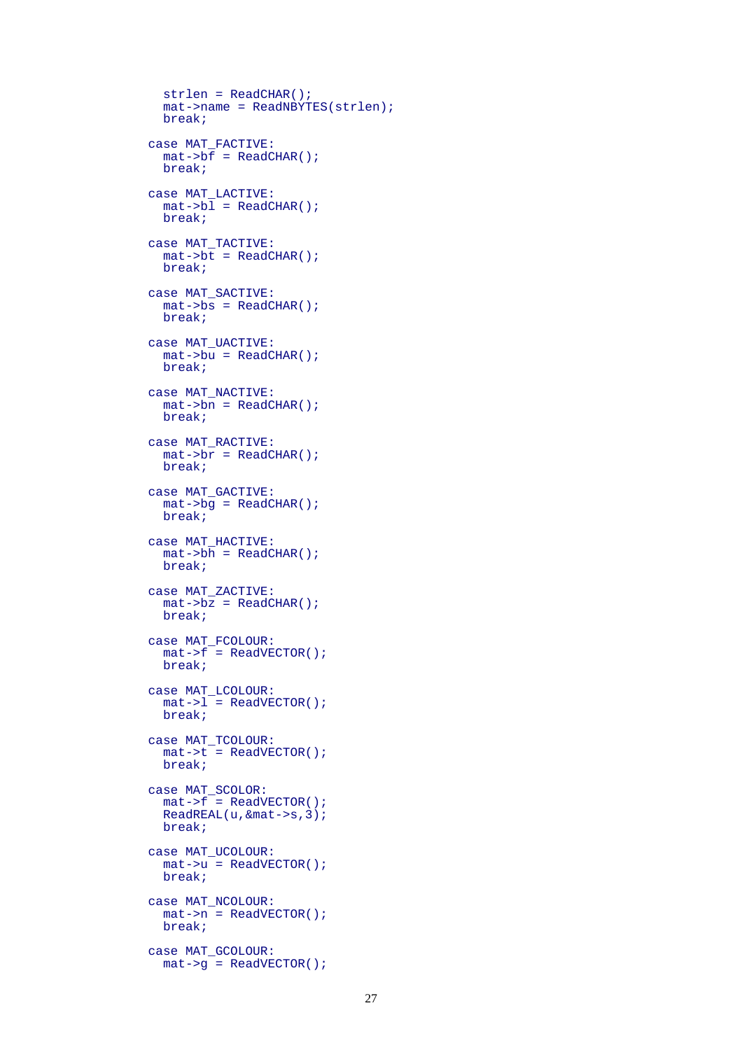```
    strlen = ReadCHAR();
    mat->name = ReadNBYTES(strlen);
    break;

  case MAT_FACTIVE:
    mat->bf = ReadCHAR();
    break;

  case MAT_LACTIVE:
    mat->bl = ReadCHAR();
    break;

  case MAT_TACTIVE:
    mat->bt = ReadCHAR();
    break;

  case MAT_SACTIVE:
    mat->bs = ReadCHAR();
    break;

  case MAT_UACTIVE:
    mat->bu = ReadCHAR();
    break;

  case MAT_NACTIVE:
    mat->bn = ReadCHAR();
    break;

  case MAT_RACTIVE:
    mat->br = ReadCHAR();
    break;

  case MAT_GACTIVE:
    mat->bg = ReadCHAR();
    break;

  case MAT_HACTIVE:
    mat->bh = ReadCHAR();
    break;

  case MAT_ZACTIVE:
    mat->bz = ReadCHAR();
    break;

  case MAT_FCOLOUR:
    mat->f = ReadVECTOR();
    break;

  case MAT_LCOLOUR:
    mat->l = ReadVECTOR();
    break;

  case MAT_TCOLOUR:
    mat->t = ReadVECTOR();
    break;

  case MAT_SCOLOR:
    mat->f = ReadVECTOR();
    ReadREAL(u,&mat->s,3);
    break;

  case MAT_UCOLOUR:
    mat->u = ReadVECTOR();
    break;

  case MAT_NCOLOUR:
    mat->n = ReadVECTOR();
    break;

  case MAT_GCOLOUR:
    mat->g = ReadVECTOR();
```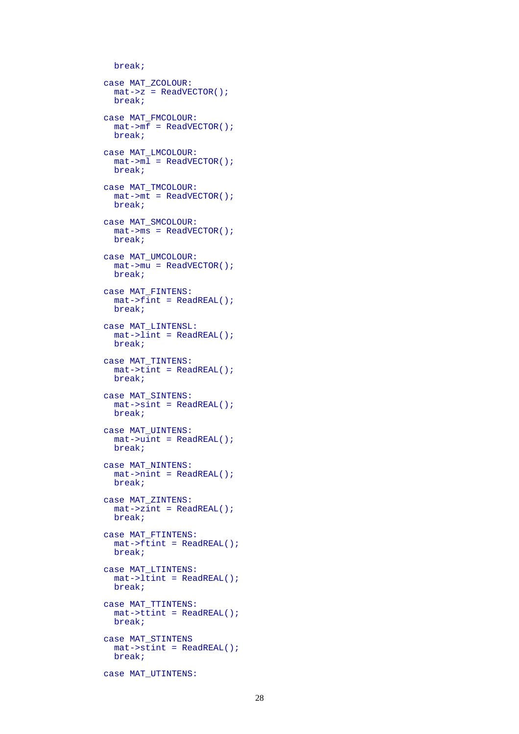```
    break;

  case MAT_ZCOLOUR:
    mat->z = ReadVECTOR();
    break;

  case MAT_FMCOLOUR:
    mat->mf = ReadVECTOR();
    break;

  case MAT_LMCOLOUR:
    mat->ml = ReadVECTOR();
    break;

  case MAT_TMCOLOUR:
    mat->mt = ReadVECTOR();
    break;

  case MAT_SMCOLOUR:
    mat->ms = ReadVECTOR();
    break;

  case MAT_UMCOLOUR:
    mat->mu = ReadVECTOR();
    break;

  case MAT_FINTENS:
    mat->fint = ReadREAL();
    break;

  case MAT_LINTENSL:
    mat->lint = ReadREAL();
    break;

  case MAT_TINTENS:
    mat->tint = ReadREAL();
    break;

  case MAT_SINTENS:
    mat->sint = ReadREAL();
    break;

  case MAT_UINTENS:
    mat->uint = ReadREAL();
    break;

  case MAT_NINTENS:
    mat->nint = ReadREAL();
    break;

  case MAT_ZINTENS:
    mat->zint = ReadREAL();
    break;

  case MAT_FTINTENS:
    mat->ftint = ReadREAL();
    break;

  case MAT_LTINTENS:
    mat->ltint = ReadREAL();
    break;

  case MAT_TTINTENS:
    mat->ttint = ReadREAL();
    break;

  case MAT_STINTENS
    mat->stint = ReadREAL();
    break;

  case MAT_UTINTENS:
```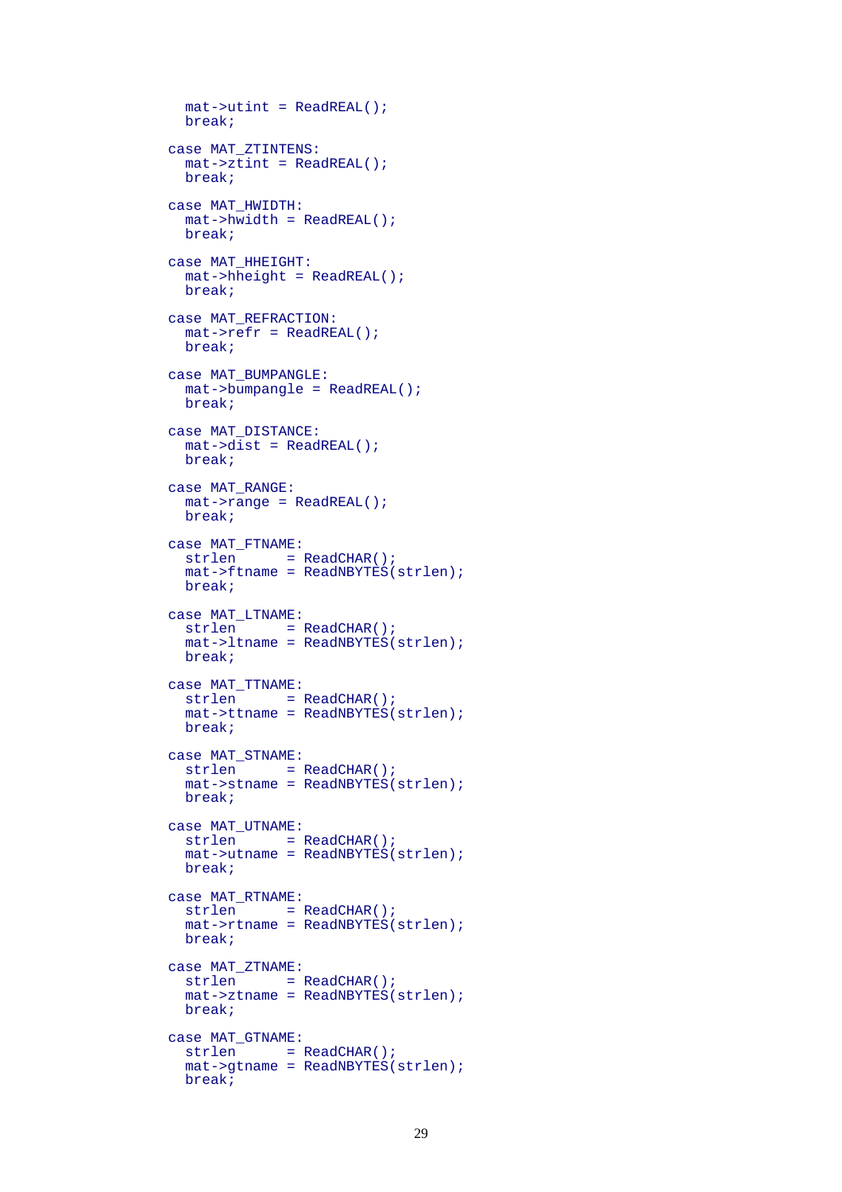```
    mat->utint = ReadREAL();
    break;

  case MAT_ZTINTENS:
    mat->ztint = ReadREAL();
    break;

  case MAT_HWIDTH:
    mat->hwidth = ReadREAL();
    break;

  case MAT_HHEIGHT:
    mat->hheight = ReadREAL();
    break;

  case MAT_REFRACTION:
    mat->refr = ReadREAL();
    break;

  case MAT_BUMPANGLE:
    mat->bumpangle = ReadREAL();
    break;

  case MAT_DISTANCE:
    mat->dist = ReadREAL();
    break;

  case MAT_RANGE:
    mat->range = ReadREAL();
    break;

  case MAT_FTNAME:
    strlen      = ReadCHAR();
    mat->ftname = ReadNBYTES(strlen);
    break;

  case MAT_LTNAME:
    strlen      = ReadCHAR();
    mat->ltname = ReadNBYTES(strlen);
    break;

  case MAT_TTNAME:
    strlen      = ReadCHAR();
    mat->ttname = ReadNBYTES(strlen);
    break;

  case MAT_STNAME:
    strlen      = ReadCHAR();
    mat->stname = ReadNBYTES(strlen);
    break;

  case MAT_UTNAME:
    strlen      = ReadCHAR();
    mat->utname = ReadNBYTES(strlen);
    break;

  case MAT_RTNAME:
    strlen      = ReadCHAR();
    mat->rtname = ReadNBYTES(strlen);
    break;

  case MAT_ZTNAME:
    strlen      = ReadCHAR();
    mat->ztname = ReadNBYTES(strlen);
    break;

  case MAT_GTNAME:
    strlen      = ReadCHAR();
    mat->gtname = ReadNBYTES(strlen);
    break;
```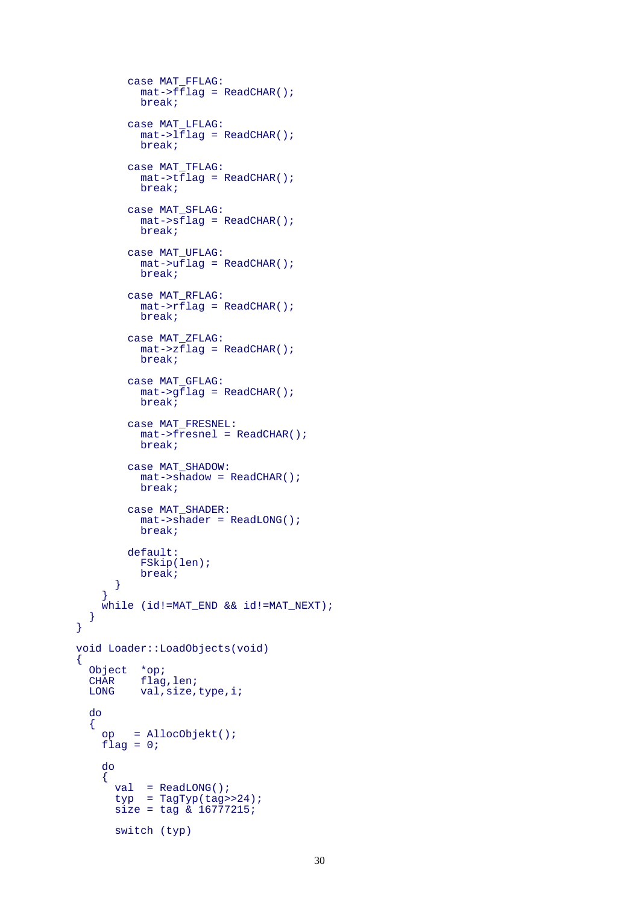```
        case MAT_FFLAG:
          mat->fflag = ReadCHAR();
          break;

        case MAT_LFLAG:
          mat->lflag = ReadCHAR();
          break;

        case MAT_TFLAG:
          mat->tflag = ReadCHAR();
          break;

        case MAT_SFLAG:
          mat->sflag = ReadCHAR();
          break;

        case MAT_UFLAG:
          mat->uflag = ReadCHAR();
          break;

        case MAT_RFLAG:
          mat->rflag = ReadCHAR();
          break;

        case MAT_ZFLAG:
          mat->zflag = ReadCHAR();
          break;

        case MAT_GFLAG:
          mat->gflag = ReadCHAR();
          break;

        case MAT_FRESNEL:
          mat->fresnel = ReadCHAR();
          break;

        case MAT_SHADOW:
          mat->shadow = ReadCHAR();
          break;

        case MAT_SHADER:
          mat->shader = ReadLONG();
          break;

        default:
          FSkip(len);
          break;
      }
    }
    while (id!=MAT_END && id!=MAT_NEXT);
  }
}

void Loader::LoadObjects(void)
{
  Object  *op;
  CHAR    flag,len;
  LONG    val,size,type,i;

  do
  {
    op   = AllocObjekt();
    flag = 0;

    do
    {
      val  = ReadLONG();
      typ  = TagTyp(tag>>24);
      size = tag & 16777215;

      switch (typ)
```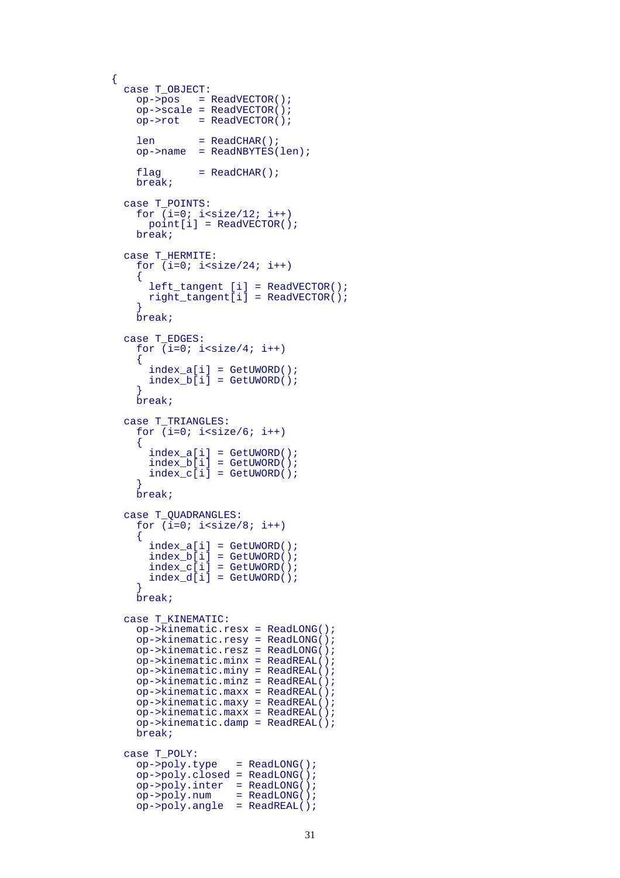```
{
  case T_OBJECT:
    op->pos   = ReadVECTOR();
    op->scale = ReadVECTOR();
    op->rot   = ReadVECTOR();

    len       = ReadCHAR();
    op->name  = ReadNBYTES(len);

    flag      = ReadCHAR();
    break;

  case T_POINTS:
    for (i=0; i<size/12; i++)
      point[i] = ReadVECTOR();
    break;

  case T_HERMITE:
    for (i=0; i<size/24; i++)
    {
      left_tangent [i] = ReadVECTOR();
      right_tangent[i] = ReadVECTOR();
    }
    break;

  case T_EDGES:
    for (i=0; i<size/4; i++)
    {
      index_a[i] = GetUWORD();
      index_b[i] = GetUWORD();
    }
    break;

  case T_TRIANGLES:
    for (i=0; i<size/6; i++)
    {
      index_a[i] = GetUWORD();
      index_b[i] = GetUWORD();
      index_c[i] = GetUWORD();
    }
    break;

  case T_QUADRANGLES:
    for (i=0; i<size/8; i++)
    {
      index_a[i] = GetUWORD();
      index_b[i] = GetUWORD();
      index_c[i] = GetUWORD();
      index_d[i] = GetUWORD();
    }
    break;

  case T_KINEMATIC:
    op->kinematic.resx = ReadLONG();
    op->kinematic.resy = ReadLONG();
    op->kinematic.resz = ReadLONG();
    op->kinematic.minx = ReadREAL();
    op->kinematic.miny = ReadREAL();
    op->kinematic.minz = ReadREAL();
    op->kinematic.maxx = ReadREAL();
    op->kinematic.maxy = ReadREAL();
    op->kinematic.maxx = ReadREAL();
    op->kinematic.damp = ReadREAL();
    break;

  case T_POLY:
    op->poly.type   = ReadLONG();
    op->poly.closed = ReadLONG();
    op->poly.inter  = ReadLONG();
    op->poly.num    = ReadLONG();
    op->poly.angle  = ReadREAL();
```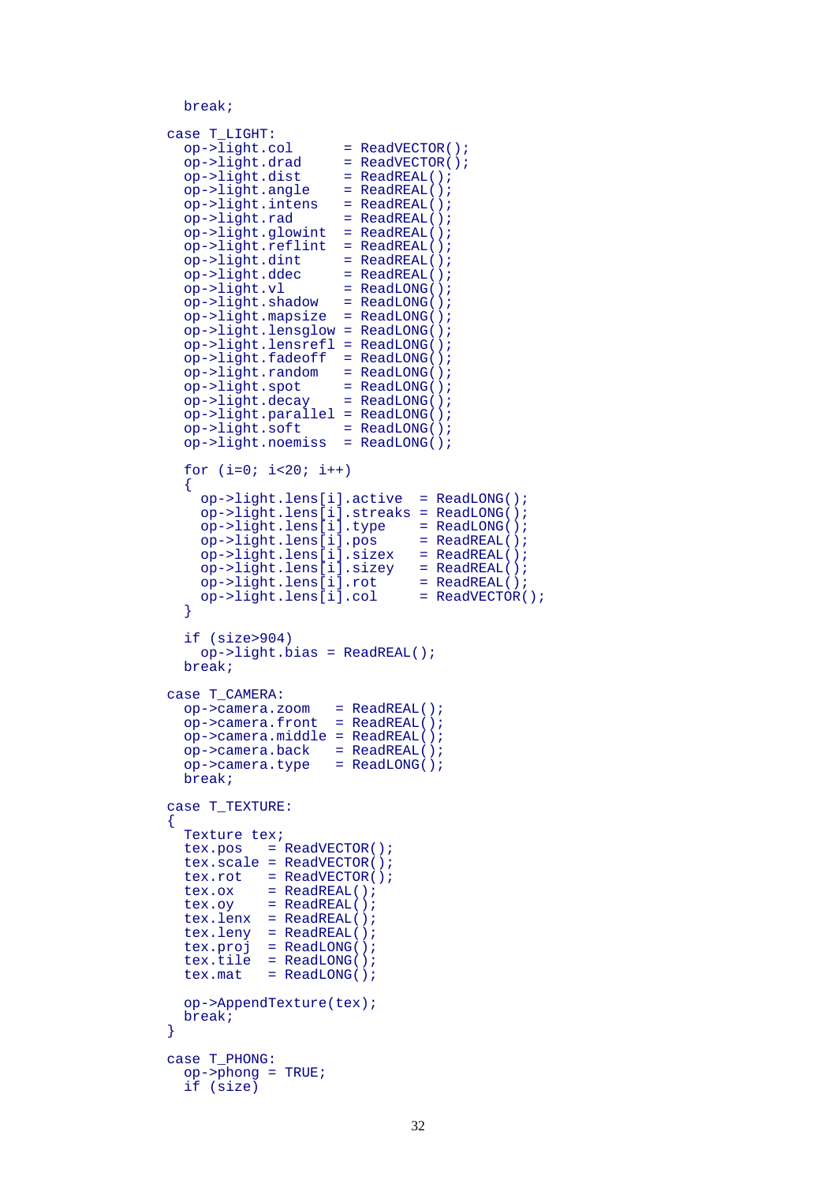```
    break;

  case T_LIGHT:
    op->light.col      = ReadVECTOR();
    op->light.drad     = ReadVECTOR();
    op->light.dist     = ReadREAL();
    op->light.angle    = ReadREAL();
    op->light.intens   = ReadREAL();
    op->light.rad      = ReadREAL();
    op->light.glowint  = ReadREAL();
    op->light.reflint  = ReadREAL();
    op->light.dint     = ReadREAL();
    op->light.ddec     = ReadREAL();
    op->light.vl       = ReadLONG();
    op->light.shadow   = ReadLONG();
    op->light.mapsize  = ReadLONG();
    op->light.lensglow = ReadLONG();
    op->light.lensrefl = ReadLONG();
    op->light.fadeoff  = ReadLONG();
    op->light.random   = ReadLONG();
    op->light.spot     = ReadLONG();
    op->light.decay    = ReadLONG();
    op->light.parallel = ReadLONG();
    op->light.soft     = ReadLONG();
    op->light.noemiss  = ReadLONG();

    for (i=0; i<20; i++)
    {
      op->light.lens[i].active  = ReadLONG();
      op->light.lens[i].streaks = ReadLONG();
      op->light.lens[i].type    = ReadLONG();
      op->light.lens[i].pos     = ReadREAL();
      op->light.lens[i].sizex   = ReadREAL();
      op->light.lens[i].sizey   = ReadREAL();
      op->light.lens[i].rot     = ReadREAL();
      op->light.lens[i].col     = ReadVECTOR();
    }

    if (size>904)
      op->light.bias = ReadREAL();
    break;

  case T_CAMERA:
    op->camera.zoom   = ReadREAL();
    op->camera.front  = ReadREAL();
    op->camera.middle = ReadREAL();
    op->camera.back   = ReadREAL();
    op->camera.type   = ReadLONG();
    break;

  case T_TEXTURE:
  {
    Texture tex;
    tex.pos   = ReadVECTOR();
    tex.scale = ReadVECTOR();
    tex.rot   = ReadVECTOR();
    tex.ox    = ReadREAL();
    tex.oy    = ReadREAL();
    tex.lenx  = ReadREAL();
    tex.leny  = ReadREAL();
    tex.proj  = ReadLONG();
    tex.tile  = ReadLONG();
    tex.mat   = ReadLONG();

    op->AppendTexture(tex);
    break;
  }

  case T_PHONG:
    op->phong = TRUE;
    if (size)
```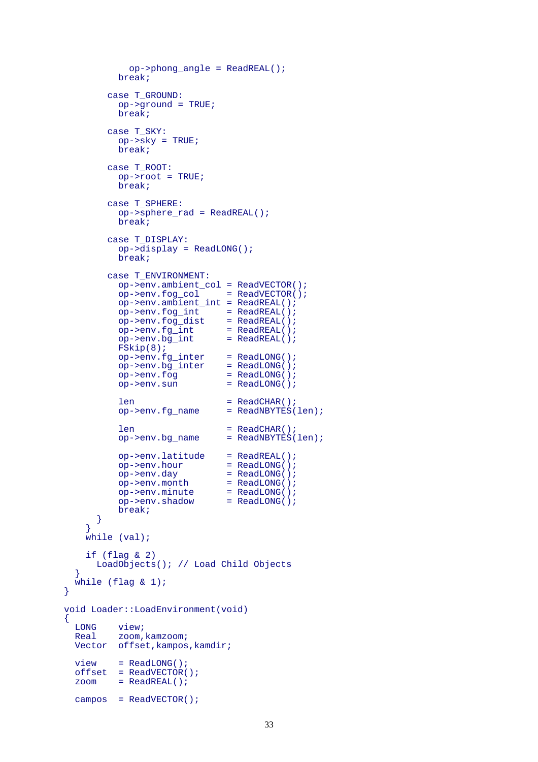```
            op->phong_angle = ReadREAL();
          break;

        case T_GROUND:
          op->ground = TRUE;
          break;

        case T_SKY:
          op->sky = TRUE;
          break;

        case T_ROOT:
          op->root = TRUE;
          break;

        case T_SPHERE:
          op->sphere_rad = ReadREAL();
          break;

        case T_DISPLAY:
          op->display = ReadLONG();
          break;

        case T_ENVIRONMENT:
          op->env.ambient_col = ReadVECTOR();
          op->env.fog_col     = ReadVECTOR();
          op->env.ambient_int = ReadREAL();
          op->env.fog_int     = ReadREAL();
          op->env.fog_dist    = ReadREAL();
          op->env.fg_int      = ReadREAL();
          op->env.bg_int      = ReadREAL();
          FSkip(8);
          op->env.fg_inter    = ReadLONG();
          op->env.bg_inter    = ReadLONG();
          op->env.fog         = ReadLONG();
          op->env.sun         = ReadLONG();

          len                 = ReadCHAR();
          op->env.fg_name     = ReadNBYTES(len);

          len                 = ReadCHAR();
          op->env.bg_name     = ReadNBYTES(len);

          op->env.latitude    = ReadREAL();
          op->env.hour        = ReadLONG();
          op->env.day         = ReadLONG();
          op->env.month       = ReadLONG();
          op->env.minute      = ReadLONG();
          op->env.shadow      = ReadLONG();
          break;
      }
    }
    while (val);

    if (flag & 2)
      LoadObjects(); // Load Child Objects
  }
  while (flag & 1);
}

void Loader::LoadEnvironment(void)
{
  LONG    view;
  Real    zoom,kamzoom;
  Vector  offset,kampos,kamdir;

  view    = ReadLONG();
  offset  = ReadVECTOR();
  zoom    = ReadREAL();

  campos  = ReadVECTOR();
```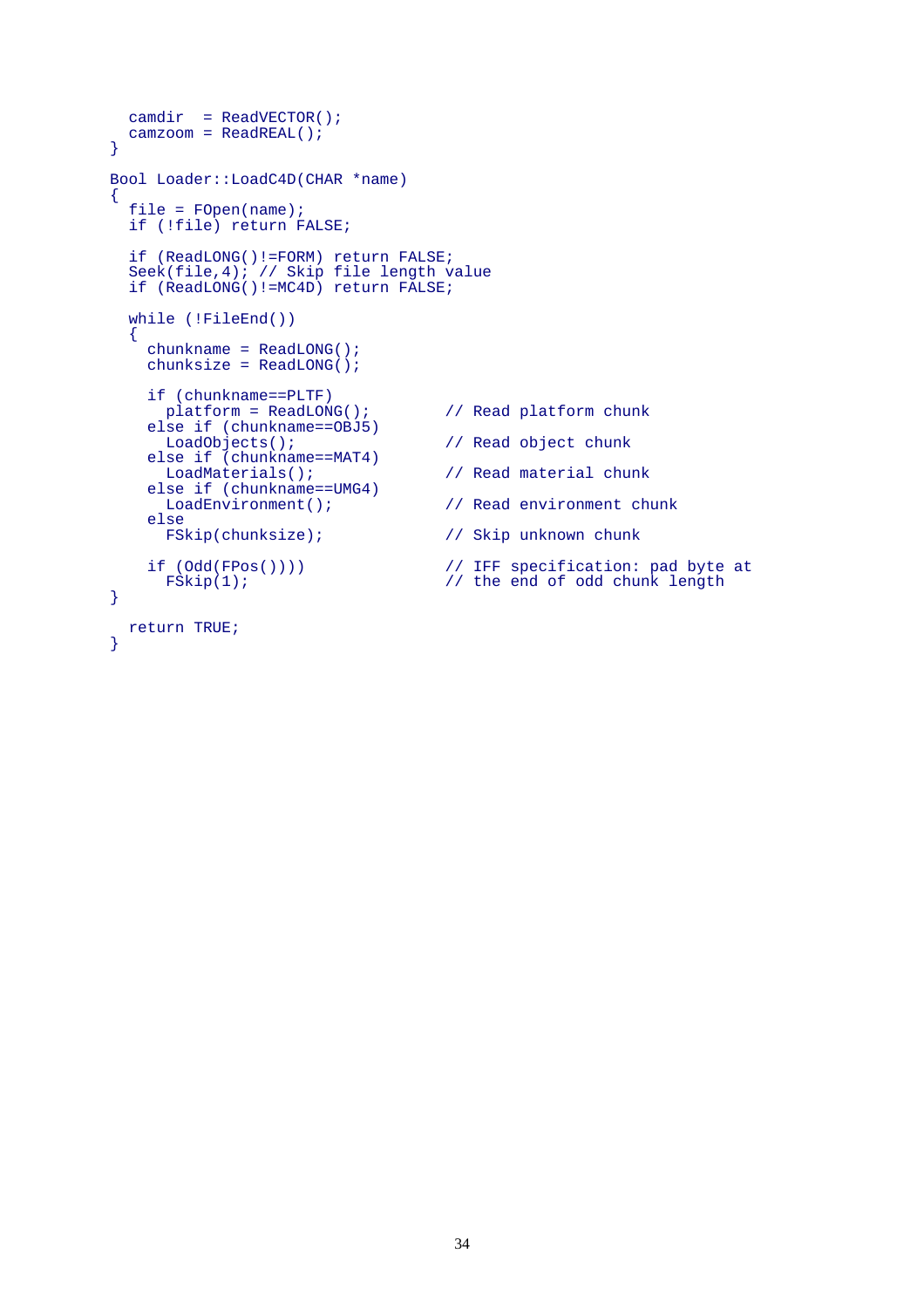```
  camdir  = ReadVECTOR();
  camzoom = ReadREAL();
}

Bool Loader::LoadC4D(CHAR *name)
{
  file = FOpen(name);
  if (!file) return FALSE;

  if (ReadLONG()!=FORM) return FALSE;
  Seek(file,4); // Skip file length value
  if (ReadLONG()!=MC4D) return FALSE;

  while (!FileEnd())
  {
    chunkname = ReadLONG();
    chunksize = ReadLONG();

    if (chunkname==PLTF)
      platform = ReadLONG();        // Read platform chunk
    else if (chunkname==OBJ5)
      LoadObjects();                // Read object chunk
    else if (chunkname==MAT4)
      LoadMaterials();              // Read material chunk
    else if (chunkname==UMG4)
      LoadEnvironment();            // Read environment chunk
    else
      FSkip(chunksize);             // Skip unknown chunk

    if (Odd(FPos()))                // IFF specification: pad byte at
      FSkip(1);                     // the end of odd chunk length
}

  return TRUE;
}
```